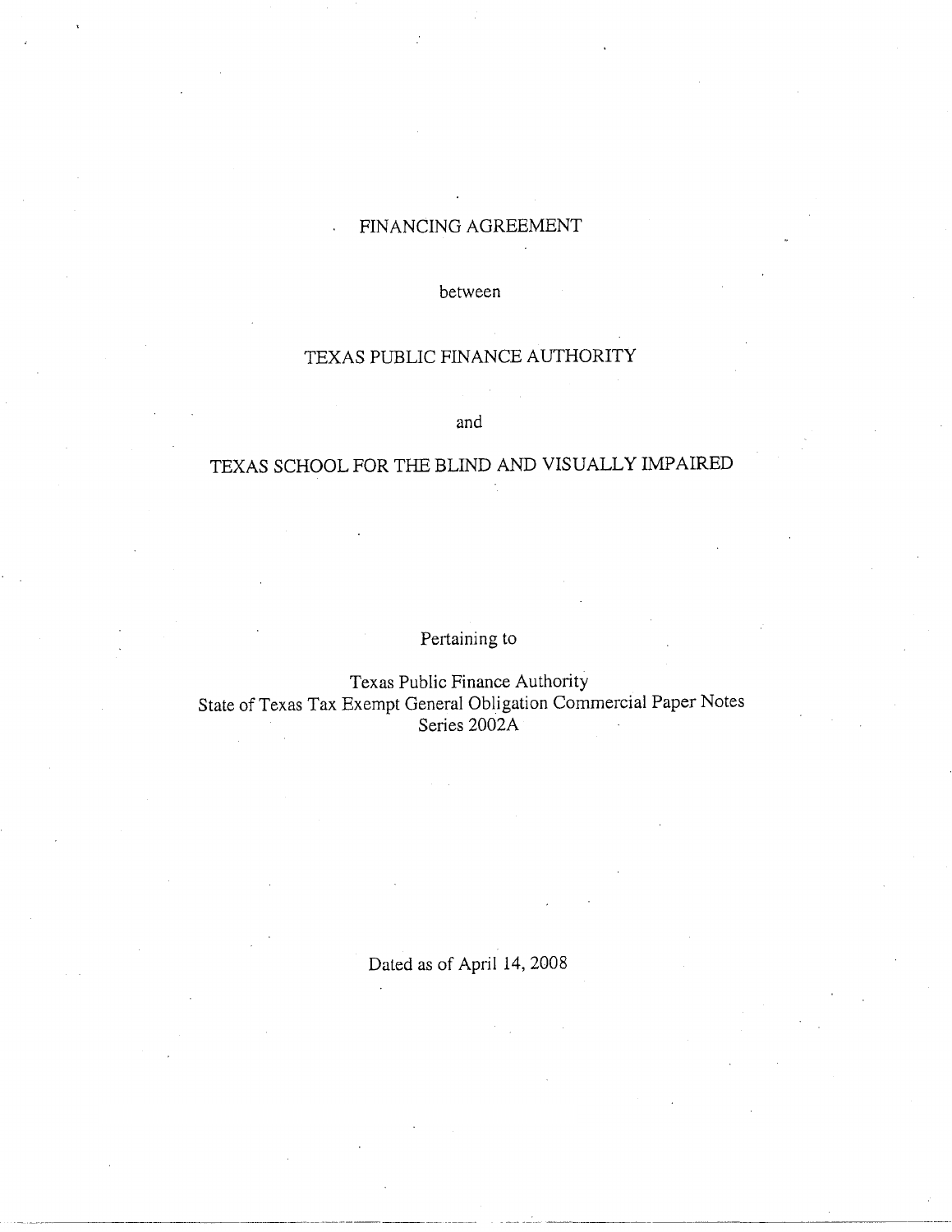# FINANCING AGREEMENT

between

## TEXAS PUBLIC FINANCE AUTHORITY

and

## TEXAS SCHOOL FOR THE BLIND AND VISUALLY IMPAIRED

Pertaining to

Texas Public Finance Authority
State of Texas Tax Exempt General Obligation Commercial Paper Notes
Series 2002A

Dated as of April 14, 2008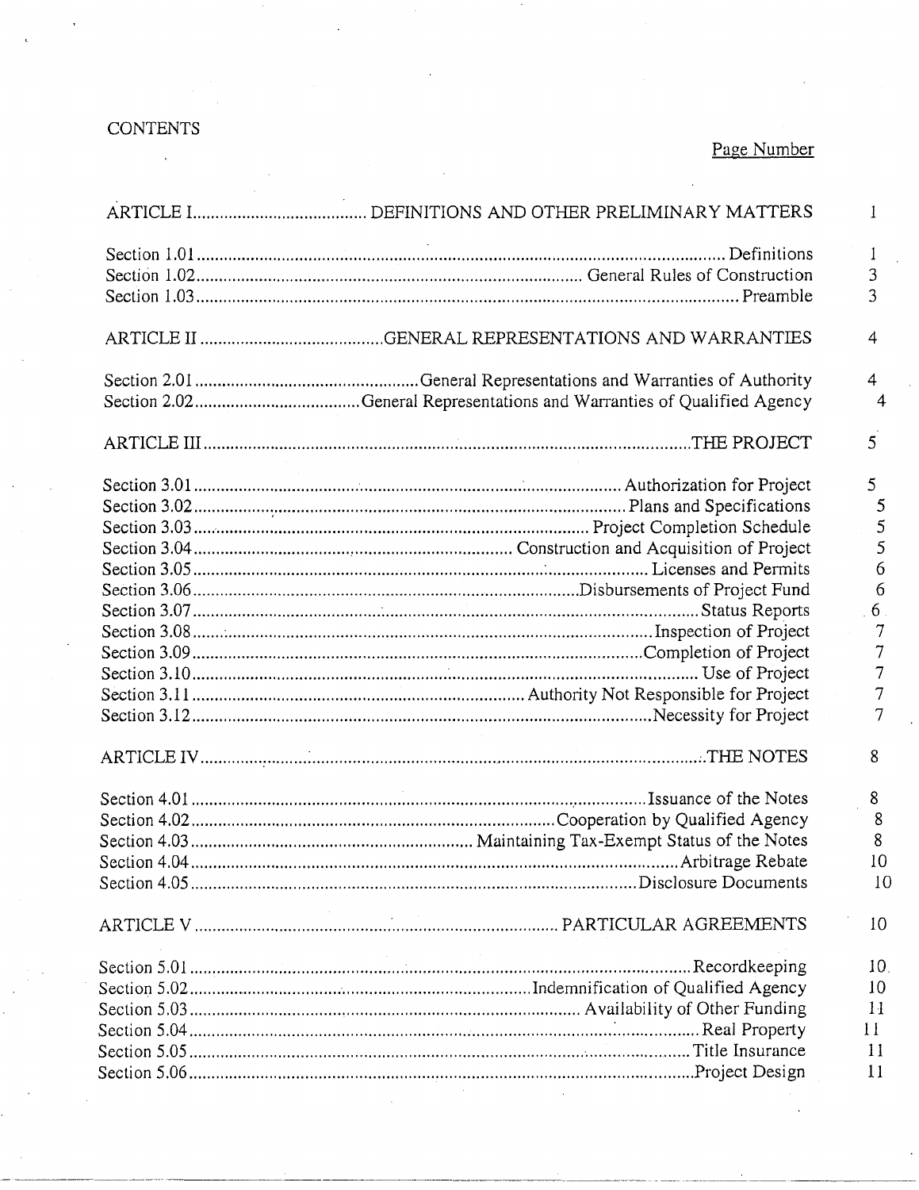CONTENTS

| | | Page Number |
|---|---|---|
| ARTICLE I | DEFINITIONS AND OTHER PRELIMINARY MATTERS | 1 |
| Section 1.01 | Definitions | 1 |
| Section 1.02 | General Rules of Construction | 3 |
| Section 1.03 | Preamble | 3 |
| ARTICLE II | GENERAL REPRESENTATIONS AND WARRANTIES | 4 |
| Section 2.01 | General Representations and Warranties of Authority | 4 |
| Section 2.02 | General Representations and Warranties of Qualified Agency | 4 |
| ARTICLE III | THE PROJECT | 5 |
| Section 3.01 | Authorization for Project | 5 |
| Section 3.02 | Plans and Specifications | 5 |
| Section 3.03 | Project Completion Schedule | 5 |
| Section 3.04 | Construction and Acquisition of Project | 5 |
| Section 3.05 | Licenses and Permits | 6 |
| Section 3.06 | Disbursements of Project Fund | 6 |
| Section 3.07 | Status Reports | 6 |
| Section 3.08 | Inspection of Project | 7 |
| Section 3.09 | Completion of Project | 7 |
| Section 3.10 | Use of Project | 7 |
| Section 3.11 | Authority Not Responsible for Project | 7 |
| Section 3.12 | Necessity for Project | 7 |
| ARTICLE IV | THE NOTES | 8 |
| Section 4.01 | Issuance of the Notes | 8 |
| Section 4.02 | Cooperation by Qualified Agency | 8 |
| Section 4.03 | Maintaining Tax-Exempt Status of the Notes | 8 |
| Section 4.04 | Arbitrage Rebate | 10 |
| Section 4.05 | Disclosure Documents | 10 |
| ARTICLE V | PARTICULAR AGREEMENTS | 10 |
| Section 5.01 | Recordkeeping | 10 |
| Section 5.02 | Indemnification of Qualified Agency | 10 |
| Section 5.03 | Availability of Other Funding | 11 |
| Section 5.04 | Real Property | 11 |
| Section 5.05 | Title Insurance | 11 |
| Section 5.06 | Project Design | 11 |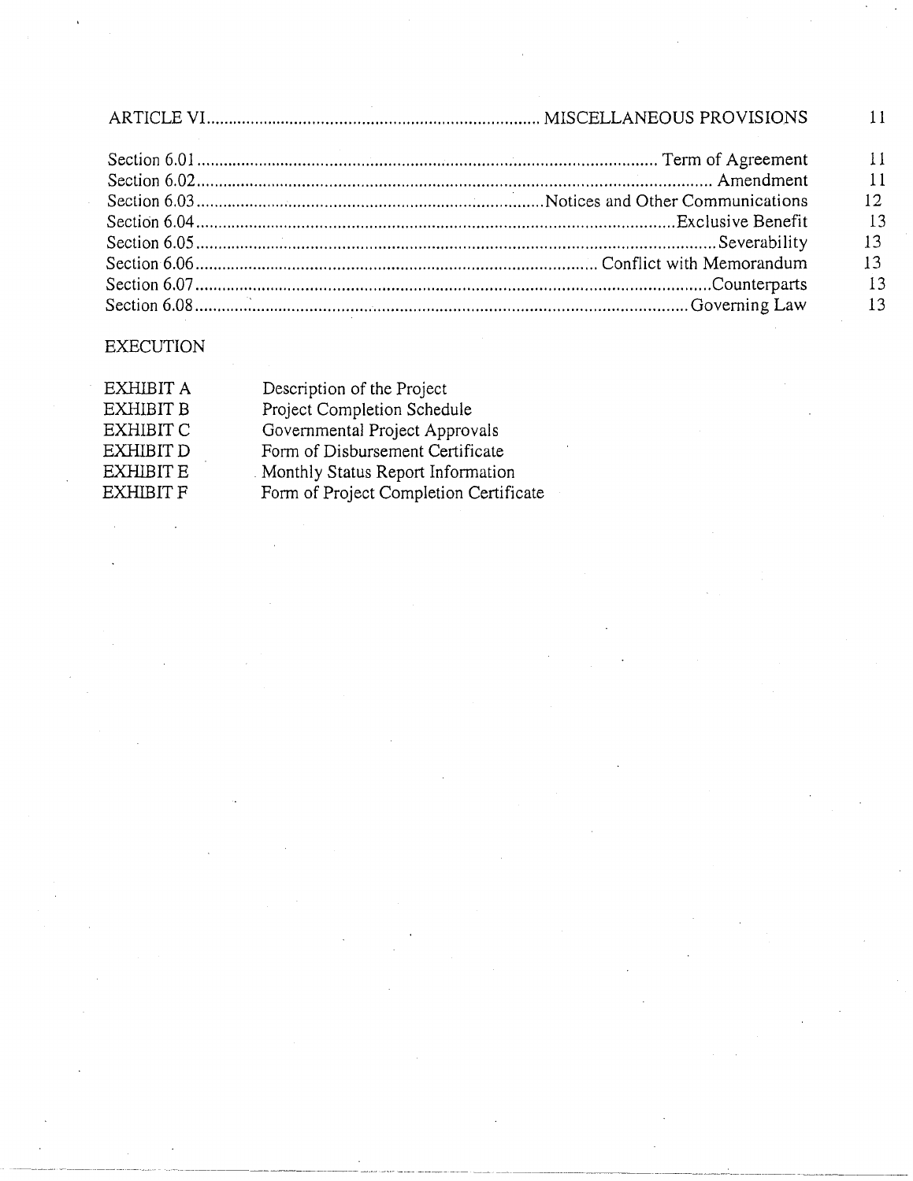| | | |
|---|---|---|
| ARTICLE VI | MISCELLANEOUS PROVISIONS | 11 |
| Section 6.01 | Term of Agreement | 11 |
| Section 6.02 | Amendment | 11 |
| Section 6.03 | Notices and Other Communications | 12 |
| Section 6.04 | Exclusive Benefit | 13 |
| Section 6.05 | Severability | 13 |
| Section 6.06 | Conflict with Memorandum | 13 |
| Section 6.07 | Counterparts | 13 |
| Section 6.08 | Governing Law | 13 |

EXECUTION

| | |
|---|---|
| EXHIBIT A | Description of the Project |
| EXHIBIT B | Project Completion Schedule |
| EXHIBIT C | Governmental Project Approvals |
| EXHIBIT D | Form of Disbursement Certificate |
| EXHIBIT E | Monthly Status Report Information |
| EXHIBIT F | Form of Project Completion Certificate |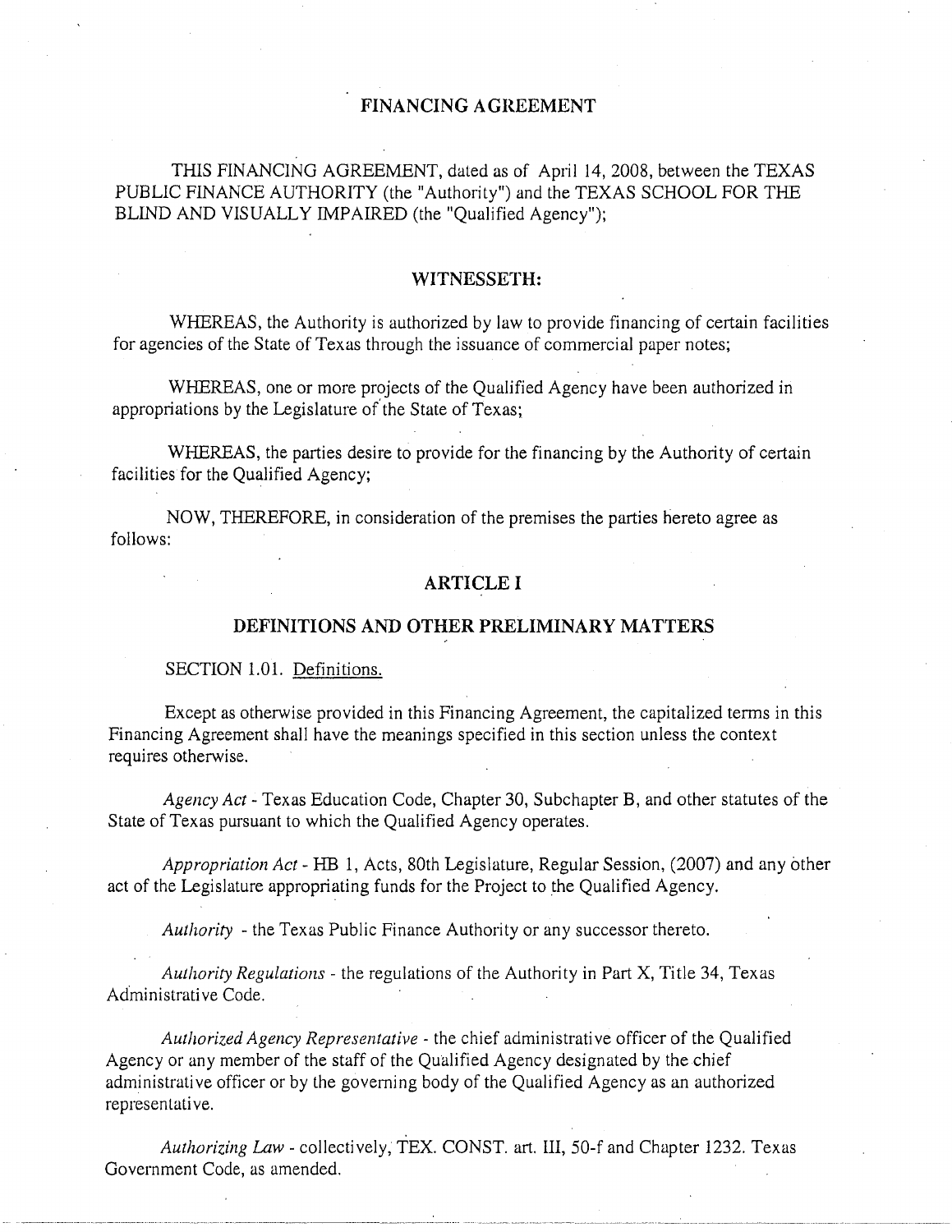# FINANCING AGREEMENT

THIS FINANCING AGREEMENT, dated as of April 14, 2008, between the TEXAS PUBLIC FINANCE AUTHORITY (the "Authority") and the TEXAS SCHOOL FOR THE BLIND AND VISUALLY IMPAIRED (the "Qualified Agency");

## WITNESSETH:

WHEREAS, the Authority is authorized by law to provide financing of certain facilities for agencies of the State of Texas through the issuance of commercial paper notes;

WHEREAS, one or more projects of the Qualified Agency have been authorized in appropriations by the Legislature of the State of Texas;

WHEREAS, the parties desire to provide for the financing by the Authority of certain facilities for the Qualified Agency;

NOW, THEREFORE, in consideration of the premises the parties hereto agree as follows:

## ARTICLE I

## DEFINITIONS AND OTHER PRELIMINARY MATTERS

SECTION 1.01. Definitions.

Except as otherwise provided in this Financing Agreement, the capitalized terms in this Financing Agreement shall have the meanings specified in this section unless the context requires otherwise.

*Agency Act* - Texas Education Code, Chapter 30, Subchapter B, and other statutes of the State of Texas pursuant to which the Qualified Agency operates.

*Appropriation Act* - HB 1, Acts, 80th Legislature, Regular Session, (2007) and any other act of the Legislature appropriating funds for the Project to the Qualified Agency.

*Authority* - the Texas Public Finance Authority or any successor thereto.

*Authority Regulations* - the regulations of the Authority in Part X, Title 34, Texas Administrative Code.

*Authorized Agency Representative* - the chief administrative officer of the Qualified Agency or any member of the staff of the Qualified Agency designated by the chief administrative officer or by the governing body of the Qualified Agency as an authorized representative.

*Authorizing Law* - collectively, TEX. CONST. art. III, 50-f and Chapter 1232. Texas Government Code, as amended.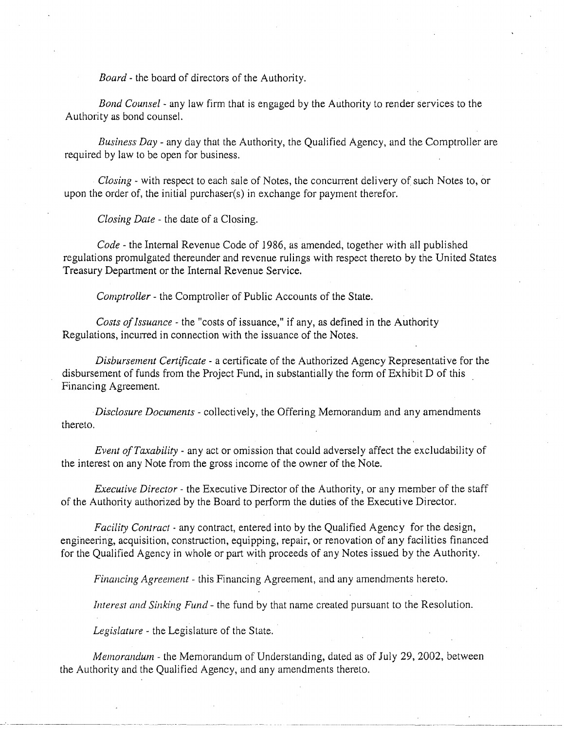*Board* - the board of directors of the Authority.

*Bond Counsel* - any law firm that is engaged by the Authority to render services to the Authority as bond counsel.

*Business Day* - any day that the Authority, the Qualified Agency, and the Comptroller are required by law to be open for business.

*Closing* - with respect to each sale of Notes, the concurrent delivery of such Notes to, or upon the order of, the initial purchaser(s) in exchange for payment therefor.

*Closing Date* - the date of a Closing.

*Code* - the Internal Revenue Code of 1986, as amended, together with all published regulations promulgated thereunder and revenue rulings with respect thereto by the United States Treasury Department or the Internal Revenue Service.

*Comptroller* - the Comptroller of Public Accounts of the State.

*Costs of Issuance* - the "costs of issuance," if any, as defined in the Authority Regulations, incurred in connection with the issuance of the Notes.

*Disbursement Certificate* - a certificate of the Authorized Agency Representative for the disbursement of funds from the Project Fund, in substantially the form of Exhibit D of this Financing Agreement.

*Disclosure Documents* - collectively, the Offering Memorandum and any amendments thereto.

*Event of Taxability* - any act or omission that could adversely affect the excludability of the interest on any Note from the gross income of the owner of the Note.

*Executive Director* - the Executive Director of the Authority, or any member of the staff of the Authority authorized by the Board to perform the duties of the Executive Director.

*Facility Contract* - any contract, entered into by the Qualified Agency for the design, engineering, acquisition, construction, equipping, repair, or renovation of any facilities financed for the Qualified Agency in whole or part with proceeds of any Notes issued by the Authority.

*Financing Agreement* - this Financing Agreement, and any amendments hereto.

*Interest and Sinking Fund* - the fund by that name created pursuant to the Resolution.

*Legislature* - the Legislature of the State.

*Memorandum* - the Memorandum of Understanding, dated as of July 29, 2002, between the Authority and the Qualified Agency, and any amendments thereto.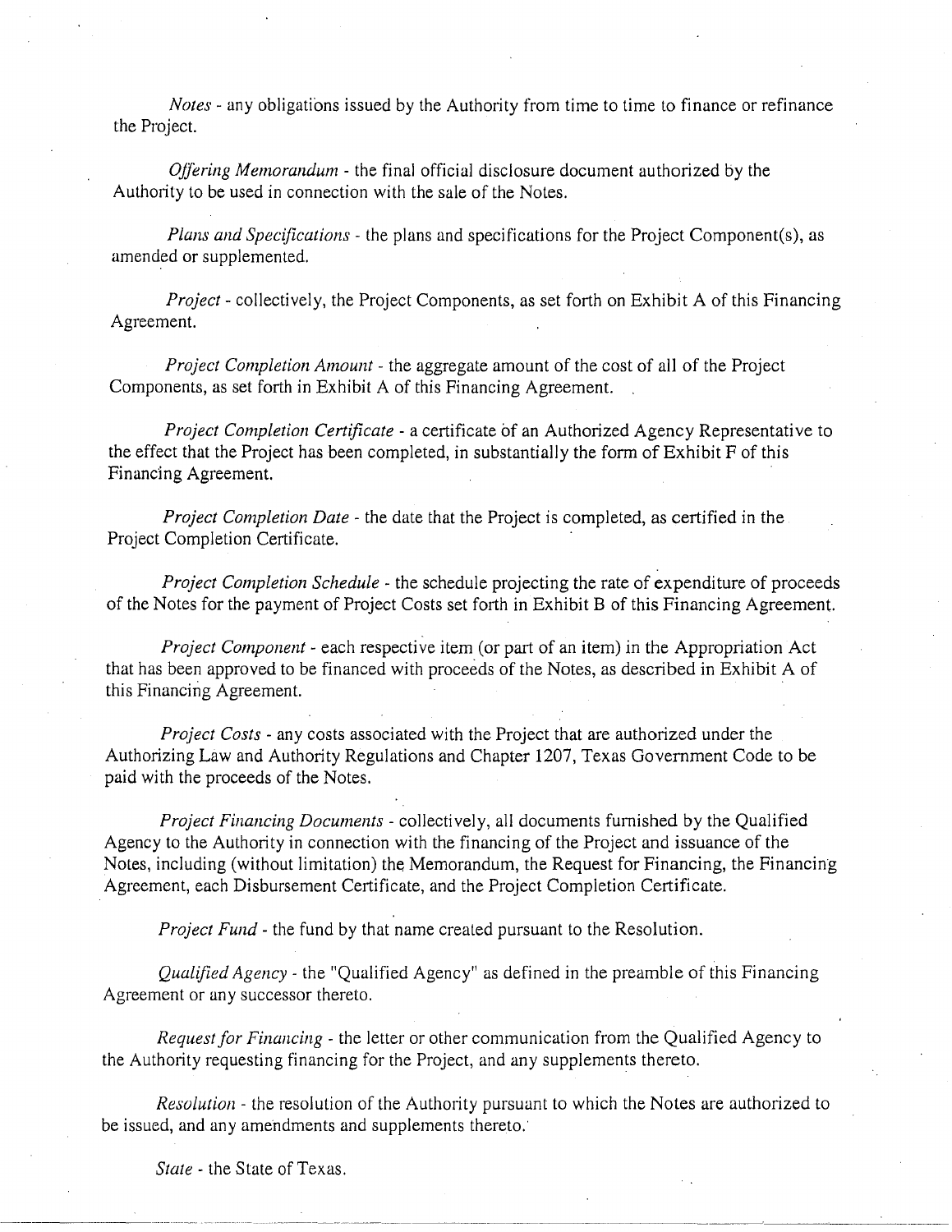*Notes* - any obligations issued by the Authority from time to time to finance or refinance the Project.

*Offering Memorandum* - the final official disclosure document authorized by the Authority to be used in connection with the sale of the Notes.

*Plans and Specifications* - the plans and specifications for the Project Component(s), as amended or supplemented.

*Project* - collectively, the Project Components, as set forth on Exhibit A of this Financing Agreement.

*Project Completion Amount* - the aggregate amount of the cost of all of the Project Components, as set forth in Exhibit A of this Financing Agreement.

*Project Completion Certificate* - a certificate of an Authorized Agency Representative to the effect that the Project has been completed, in substantially the form of Exhibit F of this Financing Agreement.

*Project Completion Date* - the date that the Project is completed, as certified in the Project Completion Certificate.

*Project Completion Schedule* - the schedule projecting the rate of expenditure of proceeds of the Notes for the payment of Project Costs set forth in Exhibit B of this Financing Agreement.

*Project Component* - each respective item (or part of an item) in the Appropriation Act that has been approved to be financed with proceeds of the Notes, as described in Exhibit A of this Financing Agreement.

*Project Costs* - any costs associated with the Project that are authorized under the Authorizing Law and Authority Regulations and Chapter 1207, Texas Government Code to be paid with the proceeds of the Notes.

*Project Financing Documents* - collectively, all documents furnished by the Qualified Agency to the Authority in connection with the financing of the Project and issuance of the Notes, including (without limitation) the Memorandum, the Request for Financing, the Financing Agreement, each Disbursement Certificate, and the Project Completion Certificate.

*Project Fund* - the fund by that name created pursuant to the Resolution.

*Qualified Agency* - the "Qualified Agency" as defined in the preamble of this Financing Agreement or any successor thereto.

*Request for Financing* - the letter or other communication from the Qualified Agency to the Authority requesting financing for the Project, and any supplements thereto.

*Resolution* - the resolution of the Authority pursuant to which the Notes are authorized to be issued, and any amendments and supplements thereto.

*State* - the State of Texas.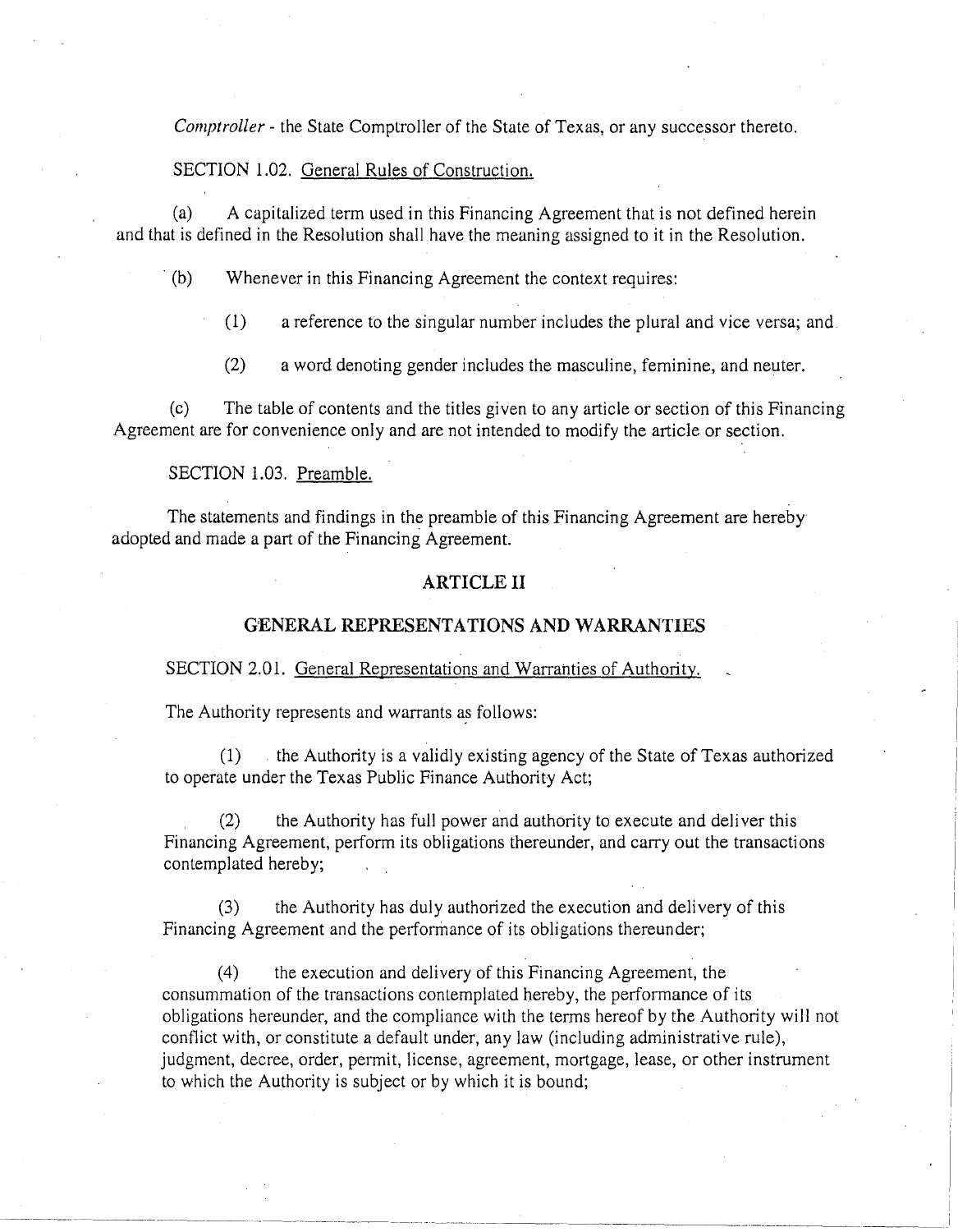*Comptroller* - the State Comptroller of the State of Texas, or any successor thereto.

SECTION 1.02. General Rules of Construction.

(a) A capitalized term used in this Financing Agreement that is not defined herein and that is defined in the Resolution shall have the meaning assigned to it in the Resolution.

(b) Whenever in this Financing Agreement the context requires:

(1) a reference to the singular number includes the plural and vice versa; and

(2) a word denoting gender includes the masculine, feminine, and neuter.

(c) The table of contents and the titles given to any article or section of this Financing Agreement are for convenience only and are not intended to modify the article or section.

SECTION 1.03. Preamble.

The statements and findings in the preamble of this Financing Agreement are hereby adopted and made a part of the Financing Agreement.

## ARTICLE II

## GENERAL REPRESENTATIONS AND WARRANTIES

SECTION 2.01. General Representations and Warranties of Authority.

The Authority represents and warrants as follows:

(1) the Authority is a validly existing agency of the State of Texas authorized to operate under the Texas Public Finance Authority Act;

(2) the Authority has full power and authority to execute and deliver this Financing Agreement, perform its obligations thereunder, and carry out the transactions contemplated hereby;

(3) the Authority has duly authorized the execution and delivery of this Financing Agreement and the performance of its obligations thereunder;

(4) the execution and delivery of this Financing Agreement, the consummation of the transactions contemplated hereby, the performance of its obligations hereunder, and the compliance with the terms hereof by the Authority will not conflict with, or constitute a default under, any law (including administrative rule), judgment, decree, order, permit, license, agreement, mortgage, lease, or other instrument to which the Authority is subject or by which it is bound;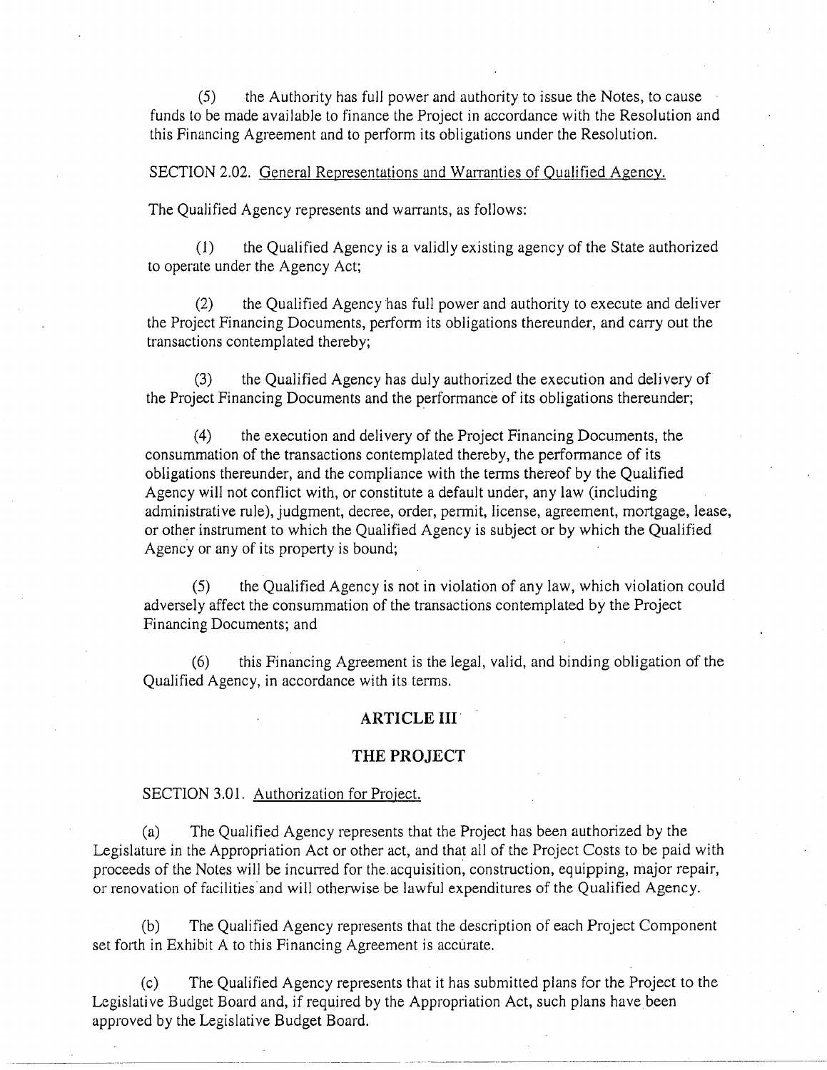(5) the Authority has full power and authority to issue the Notes, to cause funds to be made available to finance the Project in accordance with the Resolution and this Financing Agreement and to perform its obligations under the Resolution.

SECTION 2.02. General Representations and Warranties of Qualified Agency.

The Qualified Agency represents and warrants, as follows:

(1) the Qualified Agency is a validly existing agency of the State authorized to operate under the Agency Act;

(2) the Qualified Agency has full power and authority to execute and deliver the Project Financing Documents, perform its obligations thereunder, and carry out the transactions contemplated thereby;

(3) the Qualified Agency has duly authorized the execution and delivery of the Project Financing Documents and the performance of its obligations thereunder;

(4) the execution and delivery of the Project Financing Documents, the consummation of the transactions contemplated thereby, the performance of its obligations thereunder, and the compliance with the terms thereof by the Qualified Agency will not conflict with, or constitute a default under, any law (including administrative rule), judgment, decree, order, permit, license, agreement, mortgage, lease, or other instrument to which the Qualified Agency is subject or by which the Qualified Agency or any of its property is bound;

(5) the Qualified Agency is not in violation of any law, which violation could adversely affect the consummation of the transactions contemplated by the Project Financing Documents; and

(6) this Financing Agreement is the legal, valid, and binding obligation of the Qualified Agency, in accordance with its terms.

## ARTICLE III

## THE PROJECT

SECTION 3.01. Authorization for Project.

(a) The Qualified Agency represents that the Project has been authorized by the Legislature in the Appropriation Act or other act, and that all of the Project Costs to be paid with proceeds of the Notes will be incurred for the acquisition, construction, equipping, major repair, or renovation of facilities and will otherwise be lawful expenditures of the Qualified Agency.

(b) The Qualified Agency represents that the description of each Project Component set forth in Exhibit A to this Financing Agreement is accurate.

(c) The Qualified Agency represents that it has submitted plans for the Project to the Legislative Budget Board and, if required by the Appropriation Act, such plans have been approved by the Legislative Budget Board.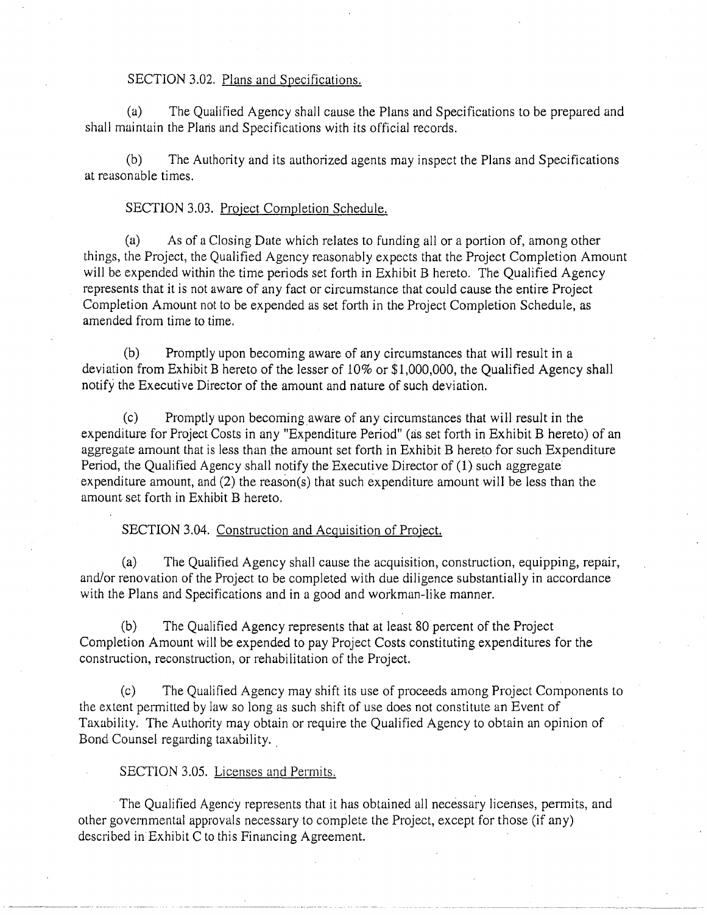SECTION 3.02. Plans and Specifications.

(a) The Qualified Agency shall cause the Plans and Specifications to be prepared and shall maintain the Plans and Specifications with its official records.

(b) The Authority and its authorized agents may inspect the Plans and Specifications at reasonable times.

SECTION 3.03. Project Completion Schedule.

(a) As of a Closing Date which relates to funding all or a portion of, among other things, the Project, the Qualified Agency reasonably expects that the Project Completion Amount will be expended within the time periods set forth in Exhibit B hereto. The Qualified Agency represents that it is not aware of any fact or circumstance that could cause the entire Project Completion Amount not to be expended as set forth in the Project Completion Schedule, as amended from time to time.

(b) Promptly upon becoming aware of any circumstances that will result in a deviation from Exhibit B hereto of the lesser of 10% or $1,000,000, the Qualified Agency shall notify the Executive Director of the amount and nature of such deviation.

(c) Promptly upon becoming aware of any circumstances that will result in the expenditure for Project Costs in any "Expenditure Period" (as set forth in Exhibit B hereto) of an aggregate amount that is less than the amount set forth in Exhibit B hereto for such Expenditure Period, the Qualified Agency shall notify the Executive Director of (1) such aggregate expenditure amount, and (2) the reason(s) that such expenditure amount will be less than the amount set forth in Exhibit B hereto.

SECTION 3.04. Construction and Acquisition of Project.

(a) The Qualified Agency shall cause the acquisition, construction, equipping, repair, and/or renovation of the Project to be completed with due diligence substantially in accordance with the Plans and Specifications and in a good and workman-like manner.

(b) The Qualified Agency represents that at least 80 percent of the Project Completion Amount will be expended to pay Project Costs constituting expenditures for the construction, reconstruction, or rehabilitation of the Project.

(c) The Qualified Agency may shift its use of proceeds among Project Components to the extent permitted by law so long as such shift of use does not constitute an Event of Taxability. The Authority may obtain or require the Qualified Agency to obtain an opinion of Bond Counsel regarding taxability.

SECTION 3.05. Licenses and Permits.

The Qualified Agency represents that it has obtained all necessary licenses, permits, and other governmental approvals necessary to complete the Project, except for those (if any) described in Exhibit C to this Financing Agreement.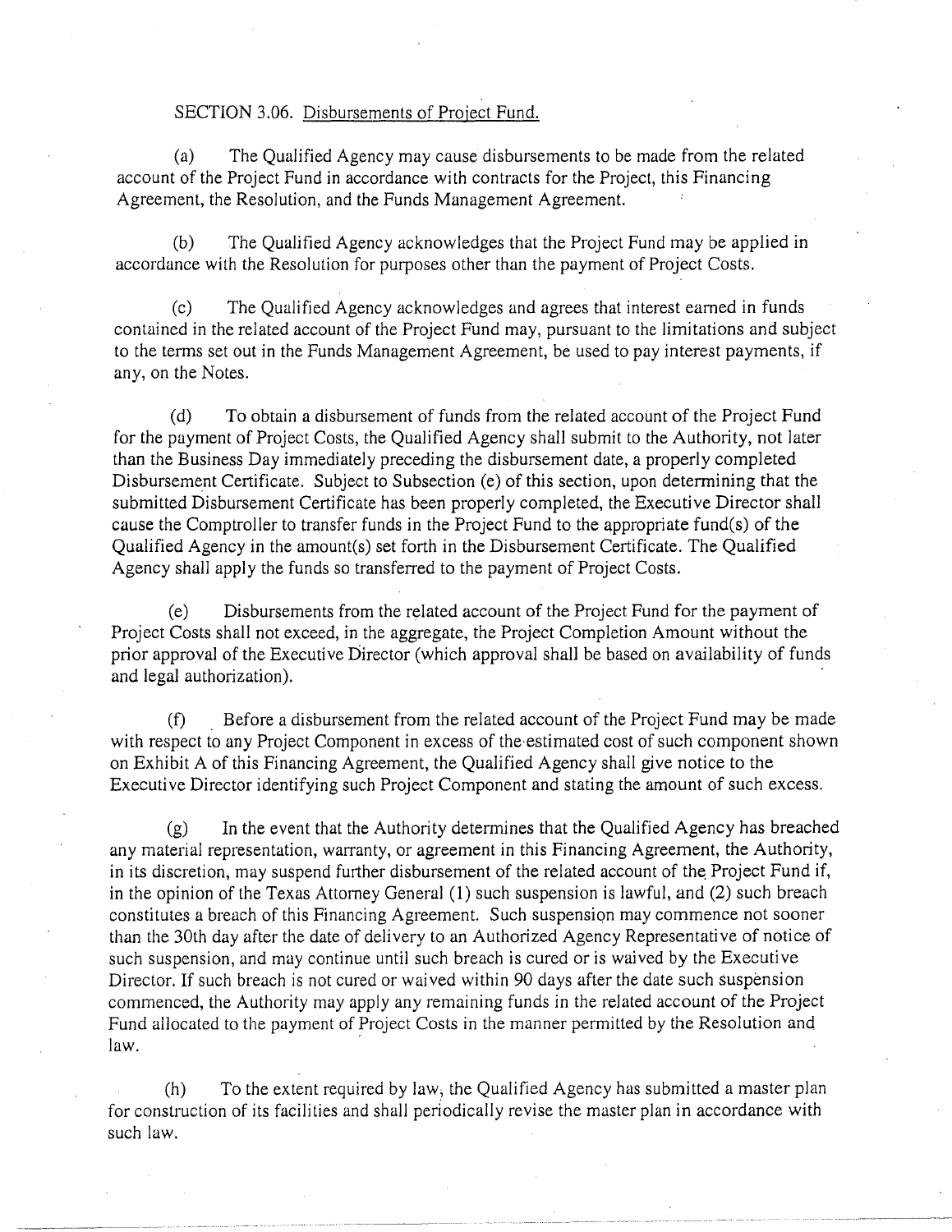SECTION 3.06. Disbursements of Project Fund.

(a) The Qualified Agency may cause disbursements to be made from the related account of the Project Fund in accordance with contracts for the Project, this Financing Agreement, the Resolution, and the Funds Management Agreement.

(b) The Qualified Agency acknowledges that the Project Fund may be applied in accordance with the Resolution for purposes other than the payment of Project Costs.

(c) The Qualified Agency acknowledges and agrees that interest earned in funds contained in the related account of the Project Fund may, pursuant to the limitations and subject to the terms set out in the Funds Management Agreement, be used to pay interest payments, if any, on the Notes.

(d) To obtain a disbursement of funds from the related account of the Project Fund for the payment of Project Costs, the Qualified Agency shall submit to the Authority, not later than the Business Day immediately preceding the disbursement date, a properly completed Disbursement Certificate. Subject to Subsection (e) of this section, upon determining that the submitted Disbursement Certificate has been properly completed, the Executive Director shall cause the Comptroller to transfer funds in the Project Fund to the appropriate fund(s) of the Qualified Agency in the amount(s) set forth in the Disbursement Certificate. The Qualified Agency shall apply the funds so transferred to the payment of Project Costs.

(e) Disbursements from the related account of the Project Fund for the payment of Project Costs shall not exceed, in the aggregate, the Project Completion Amount without the prior approval of the Executive Director (which approval shall be based on availability of funds and legal authorization).

(f) Before a disbursement from the related account of the Project Fund may be made with respect to any Project Component in excess of the estimated cost of such component shown on Exhibit A of this Financing Agreement, the Qualified Agency shall give notice to the Executive Director identifying such Project Component and stating the amount of such excess.

(g) In the event that the Authority determines that the Qualified Agency has breached any material representation, warranty, or agreement in this Financing Agreement, the Authority, in its discretion, may suspend further disbursement of the related account of the Project Fund if, in the opinion of the Texas Attorney General (1) such suspension is lawful, and (2) such breach constitutes a breach of this Financing Agreement. Such suspension may commence not sooner than the 30th day after the date of delivery to an Authorized Agency Representative of notice of such suspension, and may continue until such breach is cured or is waived by the Executive Director. If such breach is not cured or waived within 90 days after the date such suspension commenced, the Authority may apply any remaining funds in the related account of the Project Fund allocated to the payment of Project Costs in the manner permitted by the Resolution and law.

(h) To the extent required by law, the Qualified Agency has submitted a master plan for construction of its facilities and shall periodically revise the master plan in accordance with such law.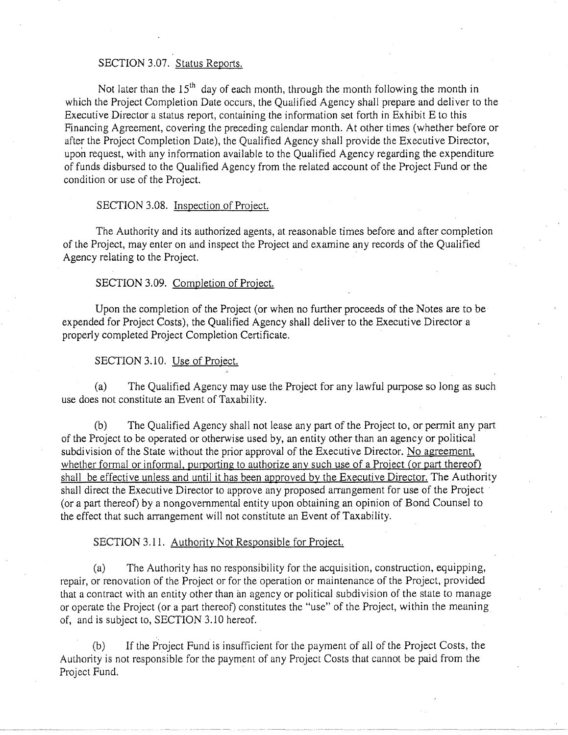SECTION 3.07. Status Reports.

Not later than the 15th day of each month, through the month following the month in which the Project Completion Date occurs, the Qualified Agency shall prepare and deliver to the Executive Director a status report, containing the information set forth in Exhibit E to this Financing Agreement, covering the preceding calendar month. At other times (whether before or after the Project Completion Date), the Qualified Agency shall provide the Executive Director, upon request, with any information available to the Qualified Agency regarding the expenditure of funds disbursed to the Qualified Agency from the related account of the Project Fund or the condition or use of the Project.

SECTION 3.08. Inspection of Project.

The Authority and its authorized agents, at reasonable times before and after completion of the Project, may enter on and inspect the Project and examine any records of the Qualified Agency relating to the Project.

SECTION 3.09. Completion of Project.

Upon the completion of the Project (or when no further proceeds of the Notes are to be expended for Project Costs), the Qualified Agency shall deliver to the Executive Director a properly completed Project Completion Certificate.

SECTION 3.10. Use of Project.

(a) The Qualified Agency may use the Project for any lawful purpose so long as such use does not constitute an Event of Taxability.

(b) The Qualified Agency shall not lease any part of the Project to, or permit any part of the Project to be operated or otherwise used by, an entity other than an agency or political subdivision of the State without the prior approval of the Executive Director. No agreement, whether formal or informal, purporting to authorize any such use of a Project (or part thereof) shall be effective unless and until it has been approved by the Executive Director. The Authority shall direct the Executive Director to approve any proposed arrangement for use of the Project (or a part thereof) by a nongovernmental entity upon obtaining an opinion of Bond Counsel to the effect that such arrangement will not constitute an Event of Taxability.

SECTION 3.11. Authority Not Responsible for Project.

(a) The Authority has no responsibility for the acquisition, construction, equipping, repair, or renovation of the Project or for the operation or maintenance of the Project, provided that a contract with an entity other than an agency or political subdivision of the state to manage or operate the Project (or a part thereof) constitutes the "use" of the Project, within the meaning of, and is subject to, SECTION 3.10 hereof.

(b) If the Project Fund is insufficient for the payment of all of the Project Costs, the Authority is not responsible for the payment of any Project Costs that cannot be paid from the Project Fund.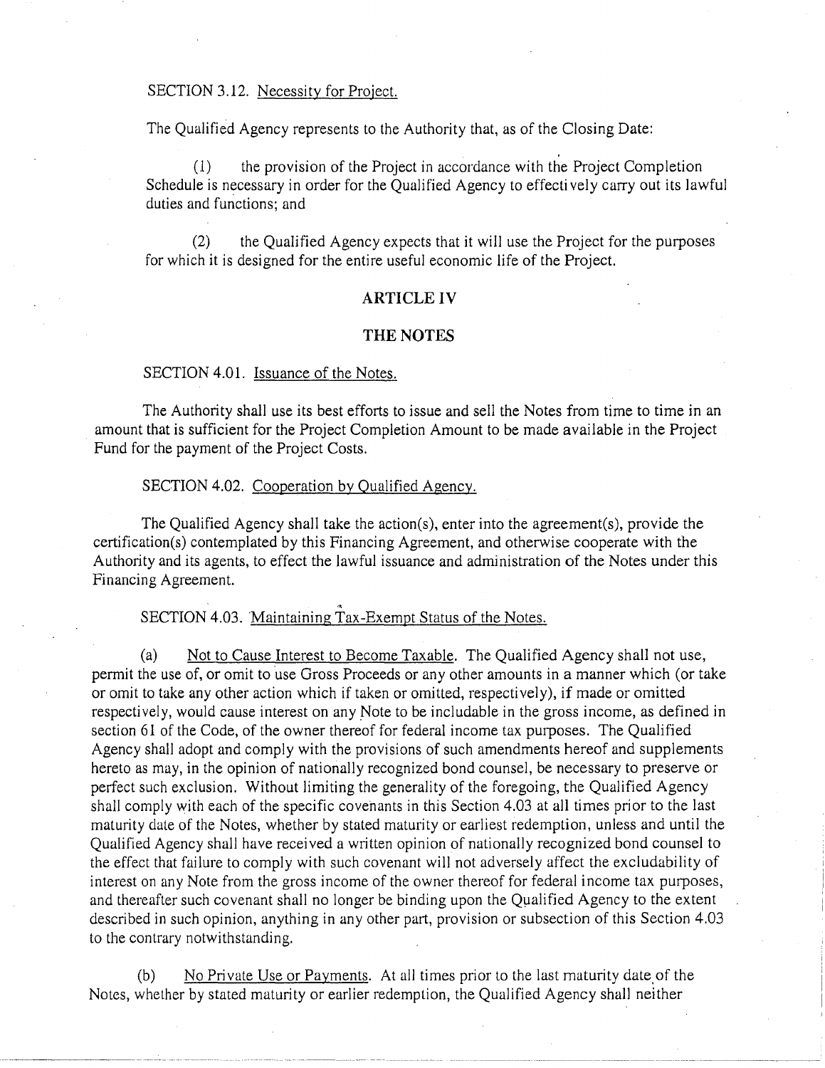SECTION 3.12. Necessity for Project.

The Qualified Agency represents to the Authority that, as of the Closing Date:

(1) the provision of the Project in accordance with the Project Completion Schedule is necessary in order for the Qualified Agency to effectively carry out its lawful duties and functions; and

(2) the Qualified Agency expects that it will use the Project for the purposes for which it is designed for the entire useful economic life of the Project.

## ARTICLE IV

## THE NOTES

SECTION 4.01. Issuance of the Notes.

The Authority shall use its best efforts to issue and sell the Notes from time to time in an amount that is sufficient for the Project Completion Amount to be made available in the Project Fund for the payment of the Project Costs.

SECTION 4.02. Cooperation by Qualified Agency.

The Qualified Agency shall take the action(s), enter into the agreement(s), provide the certification(s) contemplated by this Financing Agreement, and otherwise cooperate with the Authority and its agents, to effect the lawful issuance and administration of the Notes under this Financing Agreement.

SECTION 4.03. Maintaining Tax-Exempt Status of the Notes.

(a) Not to Cause Interest to Become Taxable. The Qualified Agency shall not use, permit the use of, or omit to use Gross Proceeds or any other amounts in a manner which (or take or omit to take any other action which if taken or omitted, respectively), if made or omitted respectively, would cause interest on any Note to be includable in the gross income, as defined in section 61 of the Code, of the owner thereof for federal income tax purposes. The Qualified Agency shall adopt and comply with the provisions of such amendments hereof and supplements hereto as may, in the opinion of nationally recognized bond counsel, be necessary to preserve or perfect such exclusion. Without limiting the generality of the foregoing, the Qualified Agency shall comply with each of the specific covenants in this Section 4.03 at all times prior to the last maturity date of the Notes, whether by stated maturity or earliest redemption, unless and until the Qualified Agency shall have received a written opinion of nationally recognized bond counsel to the effect that failure to comply with such covenant will not adversely affect the excludability of interest on any Note from the gross income of the owner thereof for federal income tax purposes, and thereafter such covenant shall no longer be binding upon the Qualified Agency to the extent described in such opinion, anything in any other part, provision or subsection of this Section 4.03 to the contrary notwithstanding.

(b) No Private Use or Payments. At all times prior to the last maturity date of the Notes, whether by stated maturity or earlier redemption, the Qualified Agency shall neither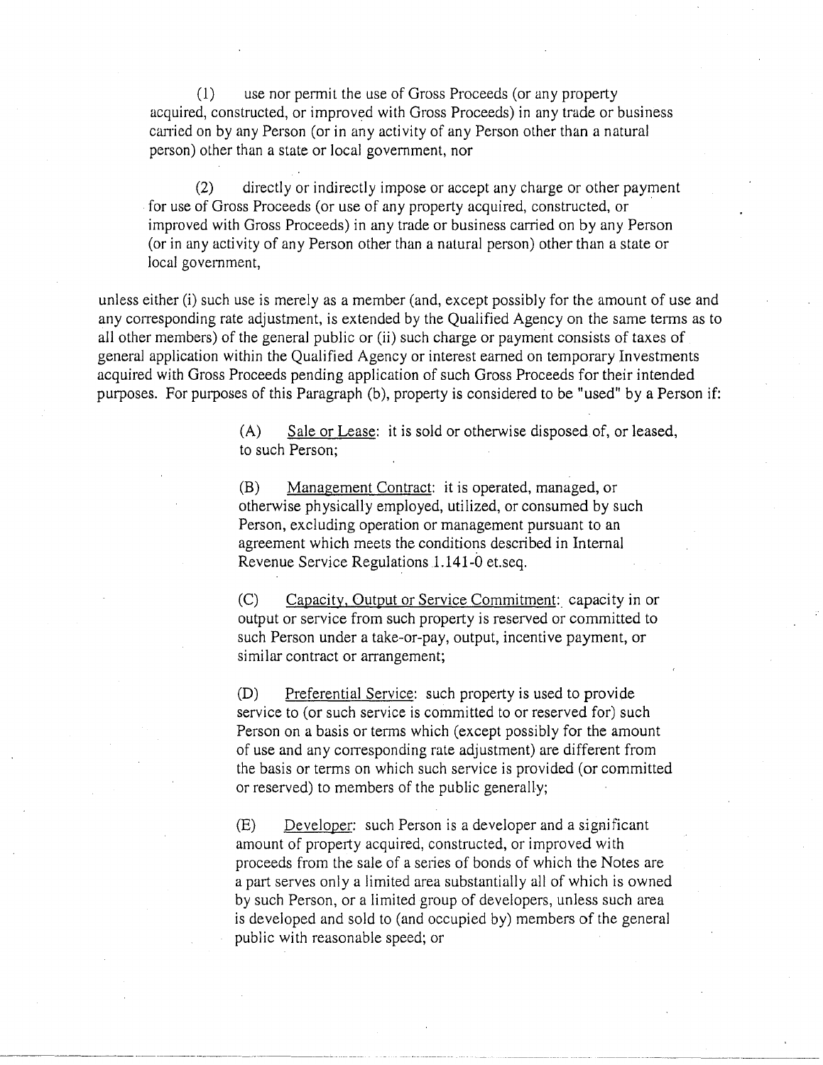(1) use nor permit the use of Gross Proceeds (or any property acquired, constructed, or improved with Gross Proceeds) in any trade or business carried on by any Person (or in any activity of any Person other than a natural person) other than a state or local government, nor

(2) directly or indirectly impose or accept any charge or other payment for use of Gross Proceeds (or use of any property acquired, constructed, or improved with Gross Proceeds) in any trade or business carried on by any Person (or in any activity of any Person other than a natural person) other than a state or local government,

unless either (i) such use is merely as a member (and, except possibly for the amount of use and any corresponding rate adjustment, is extended by the Qualified Agency on the same terms as to all other members) of the general public or (ii) such charge or payment consists of taxes of general application within the Qualified Agency or interest earned on temporary Investments acquired with Gross Proceeds pending application of such Gross Proceeds for their intended purposes. For purposes of this Paragraph (b), property is considered to be "used" by a Person if:

(A) Sale or Lease: it is sold or otherwise disposed of, or leased, to such Person;

(B) Management Contract: it is operated, managed, or otherwise physically employed, utilized, or consumed by such Person, excluding operation or management pursuant to an agreement which meets the conditions described in Internal Revenue Service Regulations 1.141-0 et.seq.

(C) Capacity, Output or Service Commitment: capacity in or output or service from such property is reserved or committed to such Person under a take-or-pay, output, incentive payment, or similar contract or arrangement;

(D) Preferential Service: such property is used to provide service to (or such service is committed to or reserved for) such Person on a basis or terms which (except possibly for the amount of use and any corresponding rate adjustment) are different from the basis or terms on which such service is provided (or committed or reserved) to members of the public generally;

(E) Developer: such Person is a developer and a significant amount of property acquired, constructed, or improved with proceeds from the sale of a series of bonds of which the Notes are a part serves only a limited area substantially all of which is owned by such Person, or a limited group of developers, unless such area is developed and sold to (and occupied by) members of the general public with reasonable speed; or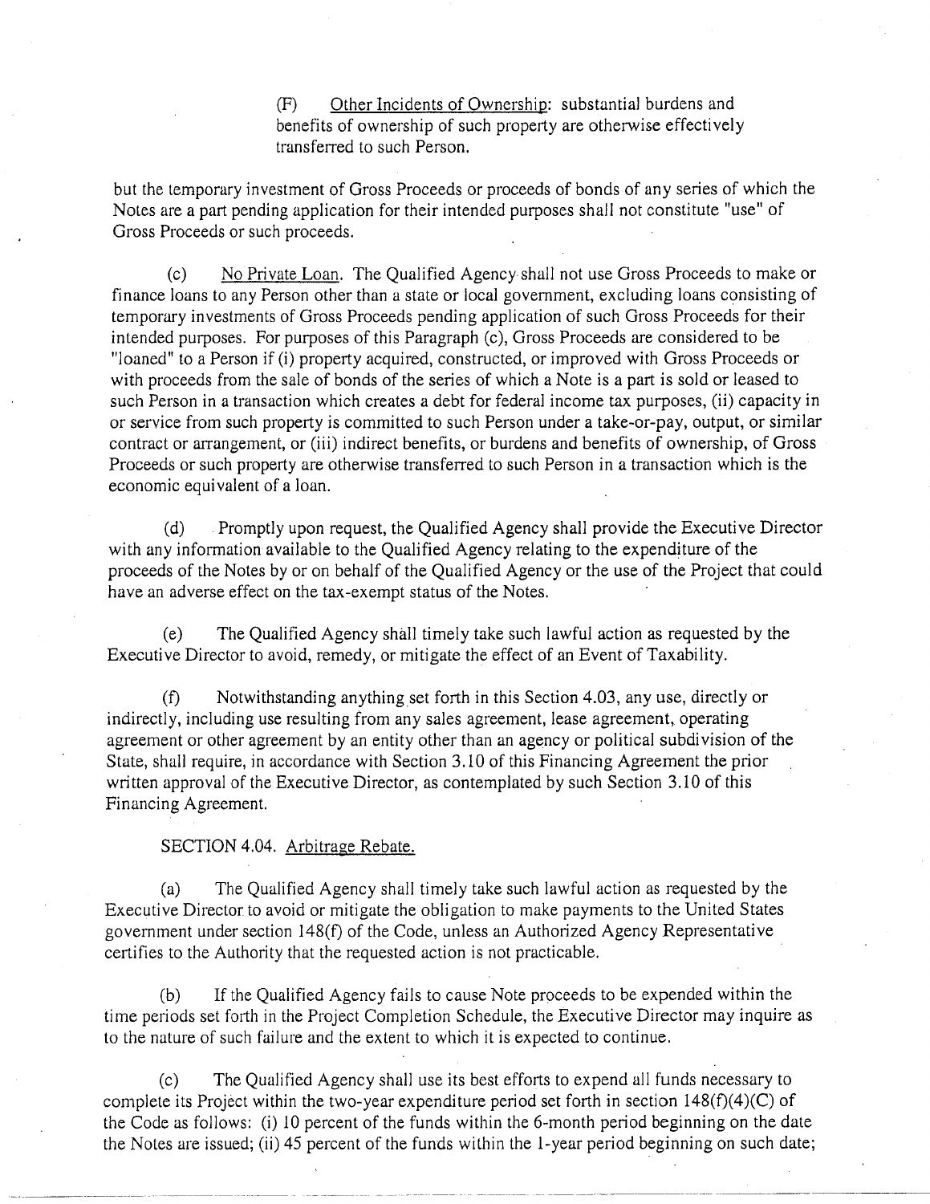(F) Other Incidents of Ownership: substantial burdens and benefits of ownership of such property are otherwise effectively transferred to such Person.

but the temporary investment of Gross Proceeds or proceeds of bonds of any series of which the Notes are a part pending application for their intended purposes shall not constitute "use" of Gross Proceeds or such proceeds.

(c) No Private Loan. The Qualified Agency shall not use Gross Proceeds to make or finance loans to any Person other than a state or local government, excluding loans consisting of temporary investments of Gross Proceeds pending application of such Gross Proceeds for their intended purposes. For purposes of this Paragraph (c), Gross Proceeds are considered to be "loaned" to a Person if (i) property acquired, constructed, or improved with Gross Proceeds or with proceeds from the sale of bonds of the series of which a Note is a part is sold or leased to such Person in a transaction which creates a debt for federal income tax purposes, (ii) capacity in or service from such property is committed to such Person under a take-or-pay, output, or similar contract or arrangement, or (iii) indirect benefits, or burdens and benefits of ownership, of Gross Proceeds or such property are otherwise transferred to such Person in a transaction which is the economic equivalent of a loan.

(d) Promptly upon request, the Qualified Agency shall provide the Executive Director with any information available to the Qualified Agency relating to the expenditure of the proceeds of the Notes by or on behalf of the Qualified Agency or the use of the Project that could have an adverse effect on the tax-exempt status of the Notes.

(e) The Qualified Agency shall timely take such lawful action as requested by the Executive Director to avoid, remedy, or mitigate the effect of an Event of Taxability.

(f) Notwithstanding anything set forth in this Section 4.03, any use, directly or indirectly, including use resulting from any sales agreement, lease agreement, operating agreement or other agreement by an entity other than an agency or political subdivision of the State, shall require, in accordance with Section 3.10 of this Financing Agreement the prior written approval of the Executive Director, as contemplated by such Section 3.10 of this Financing Agreement.

SECTION 4.04. Arbitrage Rebate.

(a) The Qualified Agency shall timely take such lawful action as requested by the Executive Director to avoid or mitigate the obligation to make payments to the United States government under section 148(f) of the Code, unless an Authorized Agency Representative certifies to the Authority that the requested action is not practicable.

(b) If the Qualified Agency fails to cause Note proceeds to be expended within the time periods set forth in the Project Completion Schedule, the Executive Director may inquire as to the nature of such failure and the extent to which it is expected to continue.

(c) The Qualified Agency shall use its best efforts to expend all funds necessary to complete its Project within the two-year expenditure period set forth in section 148(f)(4)(C) of the Code as follows: (i) 10 percent of the funds within the 6-month period beginning on the date the Notes are issued; (ii) 45 percent of the funds within the 1-year period beginning on such date;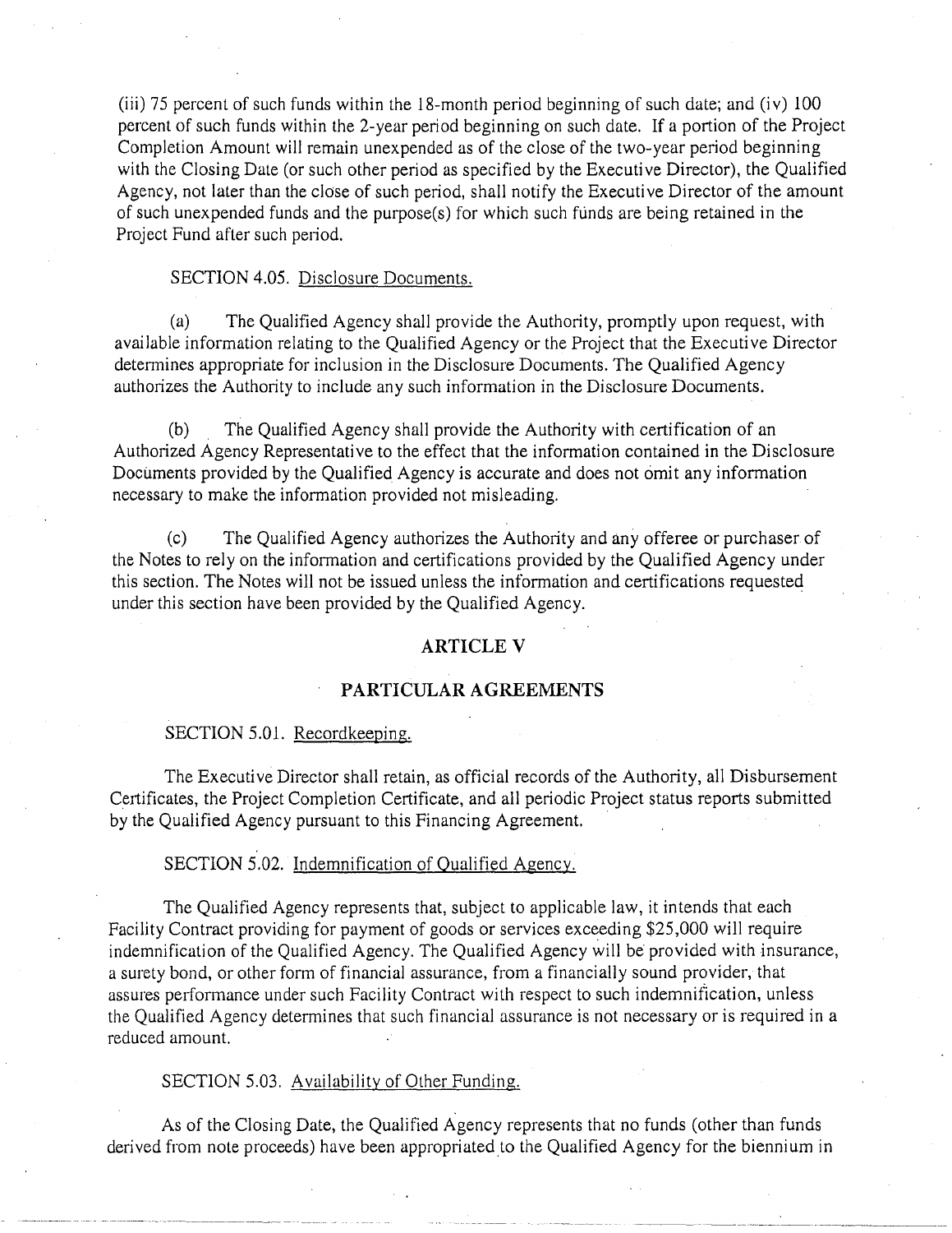(iii) 75 percent of such funds within the 18-month period beginning of such date; and (iv) 100 percent of such funds within the 2-year period beginning on such date. If a portion of the Project Completion Amount will remain unexpended as of the close of the two-year period beginning with the Closing Date (or such other period as specified by the Executive Director), the Qualified Agency, not later than the close of such period, shall notify the Executive Director of the amount of such unexpended funds and the purpose(s) for which such funds are being retained in the Project Fund after such period.

SECTION 4.05. Disclosure Documents.

(a) The Qualified Agency shall provide the Authority, promptly upon request, with available information relating to the Qualified Agency or the Project that the Executive Director determines appropriate for inclusion in the Disclosure Documents. The Qualified Agency authorizes the Authority to include any such information in the Disclosure Documents.

(b) The Qualified Agency shall provide the Authority with certification of an Authorized Agency Representative to the effect that the information contained in the Disclosure Documents provided by the Qualified Agency is accurate and does not omit any information necessary to make the information provided not misleading.

(c) The Qualified Agency authorizes the Authority and any offeree or purchaser of the Notes to rely on the information and certifications provided by the Qualified Agency under this section. The Notes will not be issued unless the information and certifications requested under this section have been provided by the Qualified Agency.

## ARTICLE V

## PARTICULAR AGREEMENTS

SECTION 5.01. Recordkeeping.

The Executive Director shall retain, as official records of the Authority, all Disbursement Certificates, the Project Completion Certificate, and all periodic Project status reports submitted by the Qualified Agency pursuant to this Financing Agreement.

SECTION 5.02. Indemnification of Qualified Agency.

The Qualified Agency represents that, subject to applicable law, it intends that each Facility Contract providing for payment of goods or services exceeding $25,000 will require indemnification of the Qualified Agency. The Qualified Agency will be provided with insurance, a surety bond, or other form of financial assurance, from a financially sound provider, that assures performance under such Facility Contract with respect to such indemnification, unless the Qualified Agency determines that such financial assurance is not necessary or is required in a reduced amount.

SECTION 5.03. Availability of Other Funding.

As of the Closing Date, the Qualified Agency represents that no funds (other than funds derived from note proceeds) have been appropriated to the Qualified Agency for the biennium in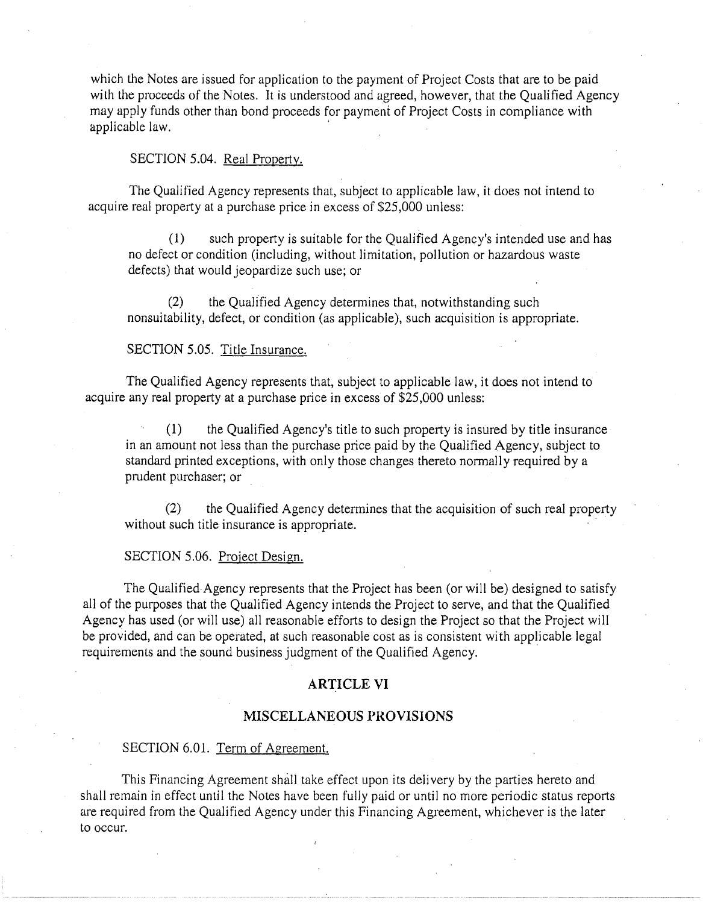which the Notes are issued for application to the payment of Project Costs that are to be paid with the proceeds of the Notes. It is understood and agreed, however, that the Qualified Agency may apply funds other than bond proceeds for payment of Project Costs in compliance with applicable law.

SECTION 5.04. Real Property.

The Qualified Agency represents that, subject to applicable law, it does not intend to acquire real property at a purchase price in excess of $25,000 unless:

(1) such property is suitable for the Qualified Agency's intended use and has no defect or condition (including, without limitation, pollution or hazardous waste defects) that would jeopardize such use; or

(2) the Qualified Agency determines that, notwithstanding such nonsuitability, defect, or condition (as applicable), such acquisition is appropriate.

SECTION 5.05. Title Insurance.

The Qualified Agency represents that, subject to applicable law, it does not intend to acquire any real property at a purchase price in excess of $25,000 unless:

(1) the Qualified Agency's title to such property is insured by title insurance in an amount not less than the purchase price paid by the Qualified Agency, subject to standard printed exceptions, with only those changes thereto normally required by a prudent purchaser; or

(2) the Qualified Agency determines that the acquisition of such real property without such title insurance is appropriate.

SECTION 5.06. Project Design.

The Qualified Agency represents that the Project has been (or will be) designed to satisfy all of the purposes that the Qualified Agency intends the Project to serve, and that the Qualified Agency has used (or will use) all reasonable efforts to design the Project so that the Project will be provided, and can be operated, at such reasonable cost as is consistent with applicable legal requirements and the sound business judgment of the Qualified Agency.

## ARTICLE VI

## MISCELLANEOUS PROVISIONS

SECTION 6.01. Term of Agreement.

This Financing Agreement shall take effect upon its delivery by the parties hereto and shall remain in effect until the Notes have been fully paid or until no more periodic status reports are required from the Qualified Agency under this Financing Agreement, whichever is the later to occur.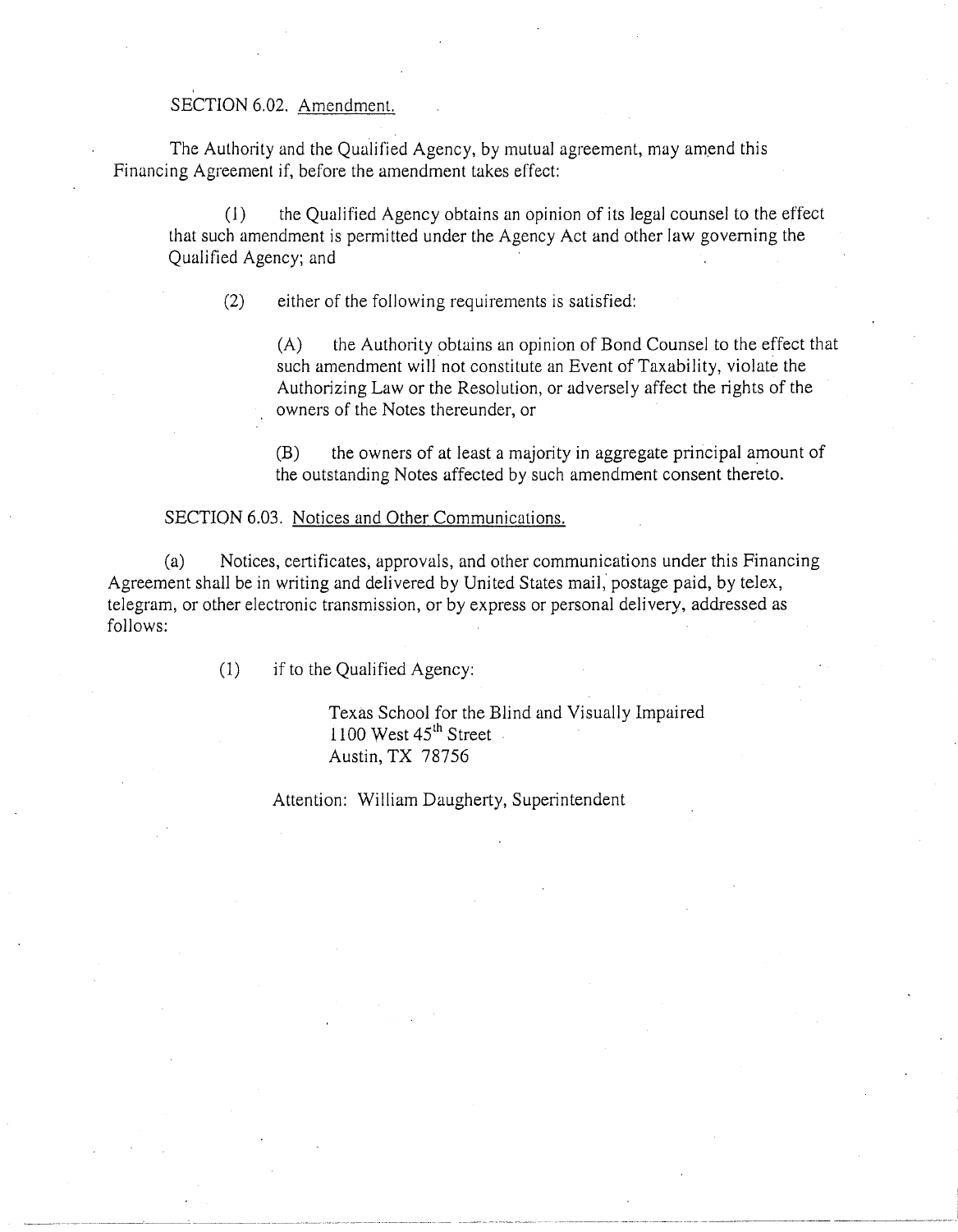SECTION 6.02. Amendment.

The Authority and the Qualified Agency, by mutual agreement, may amend this Financing Agreement if, before the amendment takes effect:

(1) the Qualified Agency obtains an opinion of its legal counsel to the effect that such amendment is permitted under the Agency Act and other law governing the Qualified Agency; and

(2) either of the following requirements is satisfied:

(A) the Authority obtains an opinion of Bond Counsel to the effect that such amendment will not constitute an Event of Taxability, violate the Authorizing Law or the Resolution, or adversely affect the rights of the owners of the Notes thereunder, or

(B) the owners of at least a majority in aggregate principal amount of the outstanding Notes affected by such amendment consent thereto.

SECTION 6.03. Notices and Other Communications.

(a) Notices, certificates, approvals, and other communications under this Financing Agreement shall be in writing and delivered by United States mail, postage paid, by telex, telegram, or other electronic transmission, or by express or personal delivery, addressed as follows:

(1) if to the Qualified Agency:

Texas School for the Blind and Visually Impaired  
1100 West 45th Street  
Austin, TX 78756

Attention: William Daugherty, Superintendent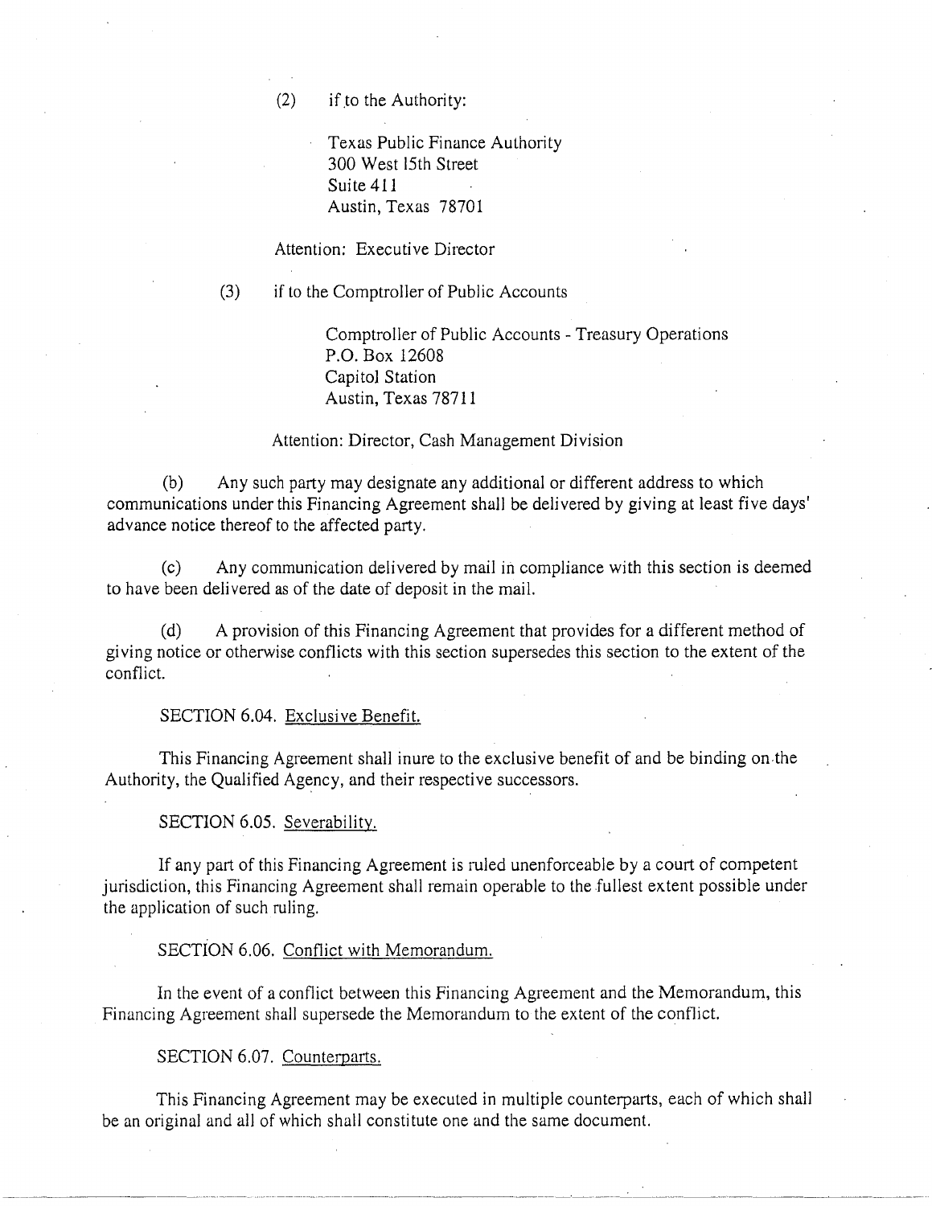(2) if to the Authority:

Texas Public Finance Authority
300 West 15th Street
Suite 411
Austin, Texas 78701

Attention: Executive Director

(3) if to the Comptroller of Public Accounts

Comptroller of Public Accounts - Treasury Operations
P.O. Box 12608
Capitol Station
Austin, Texas 78711

Attention: Director, Cash Management Division

(b) Any such party may designate any additional or different address to which communications under this Financing Agreement shall be delivered by giving at least five days' advance notice thereof to the affected party.

(c) Any communication delivered by mail in compliance with this section is deemed to have been delivered as of the date of deposit in the mail.

(d) A provision of this Financing Agreement that provides for a different method of giving notice or otherwise conflicts with this section supersedes this section to the extent of the conflict.

SECTION 6.04. Exclusive Benefit.

This Financing Agreement shall inure to the exclusive benefit of and be binding on the Authority, the Qualified Agency, and their respective successors.

SECTION 6.05. Severability.

If any part of this Financing Agreement is ruled unenforceable by a court of competent jurisdiction, this Financing Agreement shall remain operable to the fullest extent possible under the application of such ruling.

SECTION 6.06. Conflict with Memorandum.

In the event of a conflict between this Financing Agreement and the Memorandum, this Financing Agreement shall supersede the Memorandum to the extent of the conflict.

SECTION 6.07. Counterparts.

This Financing Agreement may be executed in multiple counterparts, each of which shall be an original and all of which shall constitute one and the same document.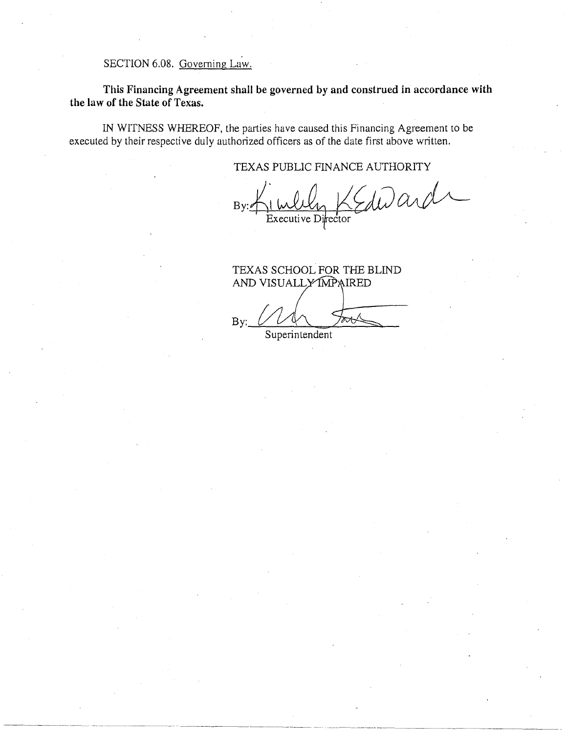SECTION 6.08. Governing Law.

**This Financing Agreement shall be governed by and construed in accordance with the law of the State of Texas.**

IN WITNESS WHEREOF, the parties have caused this Financing Agreement to be executed by their respective duly authorized officers as of the date first above written.

TEXAS PUBLIC FINANCE AUTHORITY

By: Kimberly K. Edwards
Executive Director

TEXAS SCHOOL FOR THE BLIND AND VISUALLY IMPAIRED

By: ____________________
Superintendent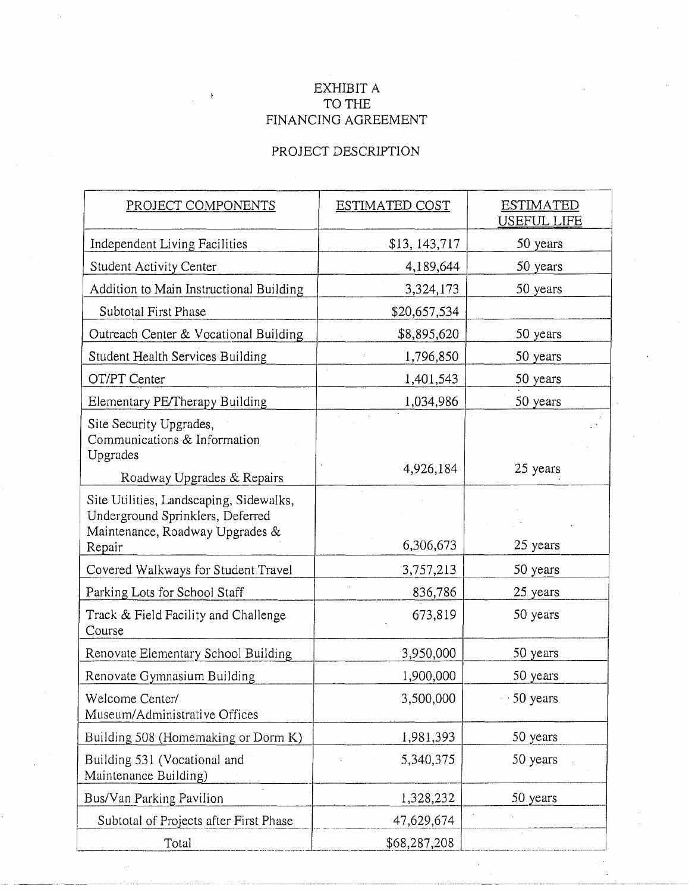# EXHIBIT A
# TO THE
# FINANCING AGREEMENT

## PROJECT DESCRIPTION

| PROJECT COMPONENTS | ESTIMATED COST | ESTIMATED USEFUL LIFE |
|---|---|---|
| Independent Living Facilities | $13, 143,717 | 50 years |
| Student Activity Center | 4,189,644 | 50 years |
| Addition to Main Instructional Building | 3,324,173 | 50 years |
| Subtotal First Phase | $20,657,534 | |
| Outreach Center & Vocational Building | $8,895,620 | 50 years |
| Student Health Services Building | 1,796,850 | 50 years |
| OT/PT Center | 1,401,543 | 50 years |
| Elementary PE/Therapy Building | 1,034,986 | 50 years |
| Site Security Upgrades, Communications & Information Upgrades Roadway Upgrades & Repairs | 4,926,184 | 25 years |
| Site Utilities, Landscaping, Sidewalks, Underground Sprinklers, Deferred Maintenance, Roadway Upgrades & Repair | 6,306,673 | 25 years |
| Covered Walkways for Student Travel | 3,757,213 | 50 years |
| Parking Lots for School Staff | 836,786 | 25 years |
| Track & Field Facility and Challenge Course | 673,819 | 50 years |
| Renovate Elementary School Building | 3,950,000 | 50 years |
| Renovate Gymnasium Building | 1,900,000 | 50 years |
| Welcome Center/ Museum/Administrative Offices | 3,500,000 | 50 years |
| Building 508 (Homemaking or Dorm K) | 1,981,393 | 50 years |
| Building 531 (Vocational and Maintenance Building) | 5,340,375 | 50 years |
| Bus/Van Parking Pavilion | 1,328,232 | 50 years |
| Subtotal of Projects after First Phase | 47,629,674 | |
| Total | $68,287,208 | |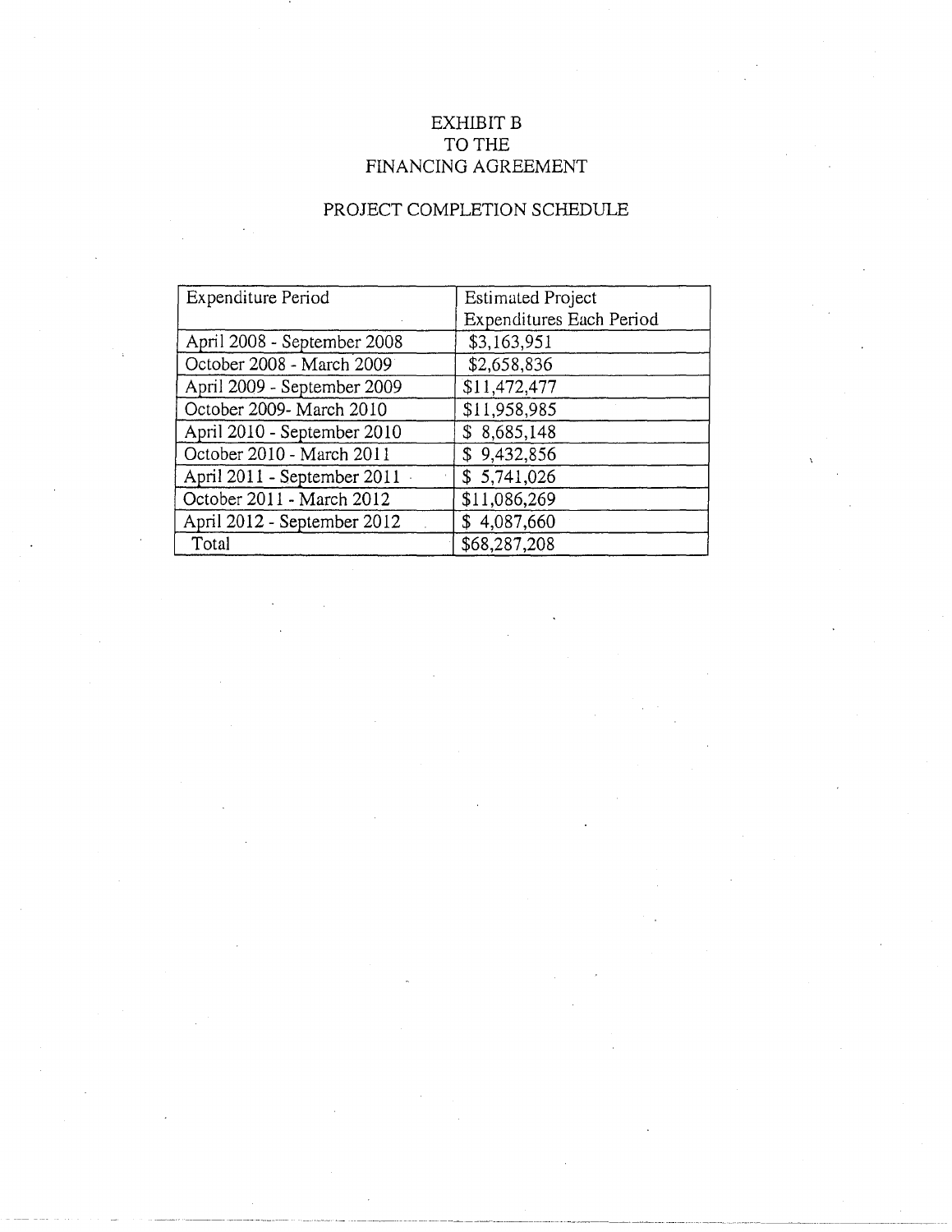# EXHIBIT B
# TO THE
# FINANCING AGREEMENT

## PROJECT COMPLETION SCHEDULE

| Expenditure Period | Estimated Project Expenditures Each Period |
|---|---|
| April 2008 - September 2008 | $3,163,951 |
| October 2008 - March 2009 | $2,658,836 |
| April 2009 - September 2009 | $11,472,477 |
| October 2009- March 2010 | $11,958,985 |
| April 2010 - September 2010 | $ 8,685,148 |
| October 2010 - March 2011 | $ 9,432,856 |
| April 2011 - September 2011 | $ 5,741,026 |
| October 2011 - March 2012 | $11,086,269 |
| April 2012 - September 2012 | $ 4,087,660 |
| Total | $68,287,208 |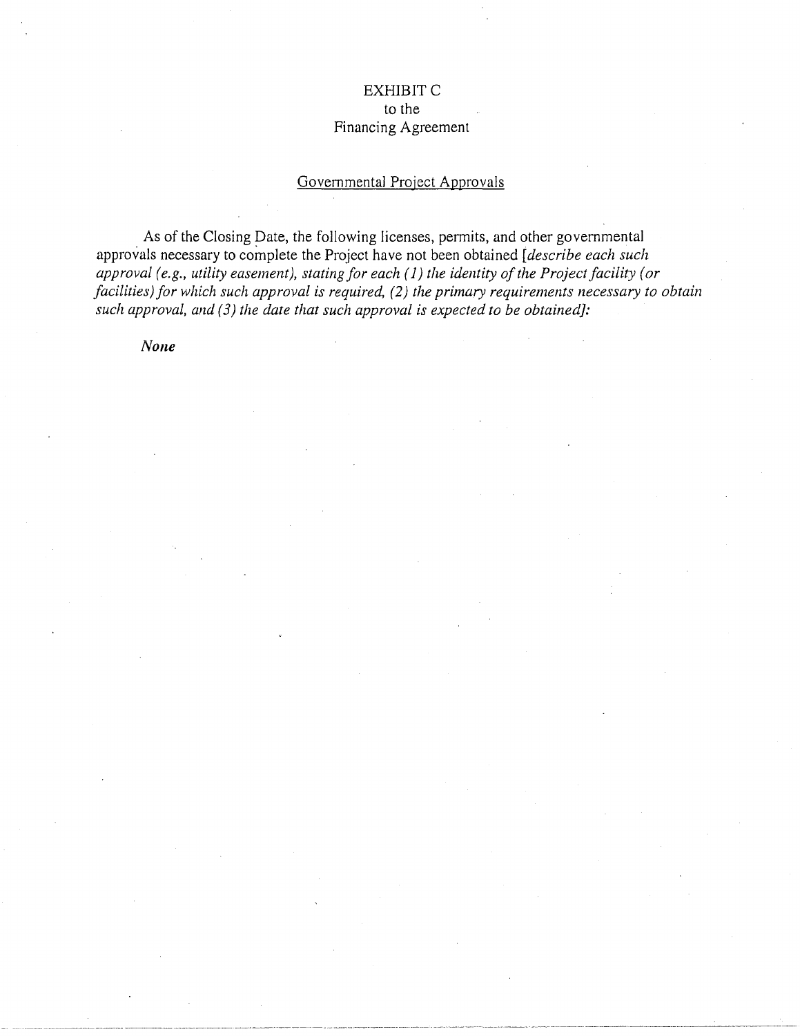# EXHIBIT C
to the
Financing Agreement

## Governmental Project Approvals

As of the Closing Date, the following licenses, permits, and other governmental approvals necessary to complete the Project have not been obtained [*describe each such approval (e.g., utility easement), stating for each (1) the identity of the Project facility (or facilities) for which such approval is required, (2) the primary requirements necessary to obtain such approval, and (3) the date that such approval is expected to be obtained]:*

***None***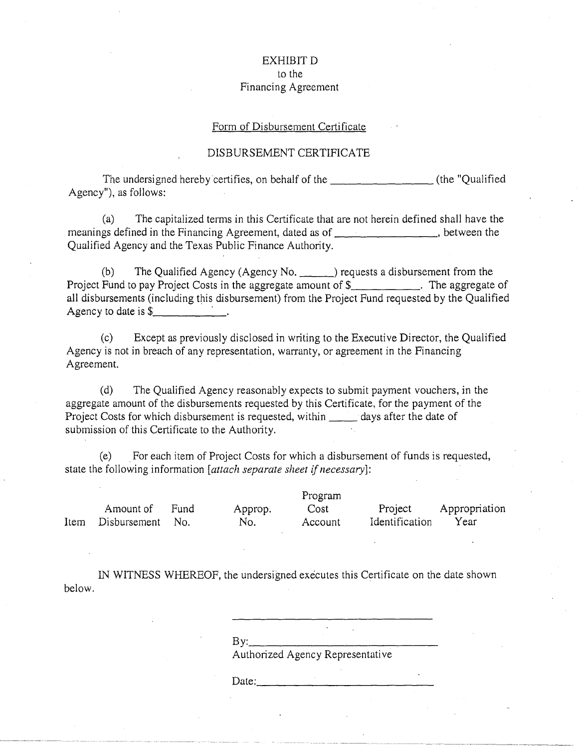EXHIBIT D
to the
Financing Agreement

Form of Disbursement Certificate

DISBURSEMENT CERTIFICATE

The undersigned hereby certifies, on behalf of the ________________ (the "Qualified Agency"), as follows:

(a) The capitalized terms in this Certificate that are not herein defined shall have the meanings defined in the Financing Agreement, dated as of ________________, between the Qualified Agency and the Texas Public Finance Authority.

(b) The Qualified Agency (Agency No. ______) requests a disbursement from the Project Fund to pay Project Costs in the aggregate amount of $____________. The aggregate of all disbursements (including this disbursement) from the Project Fund requested by the Qualified Agency to date is $____________.

(c) Except as previously disclosed in writing to the Executive Director, the Qualified Agency is not in breach of any representation, warranty, or agreement in the Financing Agreement.

(d) The Qualified Agency reasonably expects to submit payment vouchers, in the aggregate amount of the disbursements requested by this Certificate, for the payment of the Project Costs for which disbursement is requested, within _____ days after the date of submission of this Certificate to the Authority.

(e) For each item of Project Costs for which a disbursement of funds is requested, state the following information [*attach separate sheet if necessary*]:

| Item | Amount of Disbursement | Fund No. | Approp. No. | Program Cost Account | Project Identification | Appropriation Year |
|---|---|---|---|---|---|---|
| | | | | | | |

IN WITNESS WHEREOF, the undersigned executes this Certificate on the date shown below.

______________________________

By: ______________________________
Authorized Agency Representative

Date: ______________________________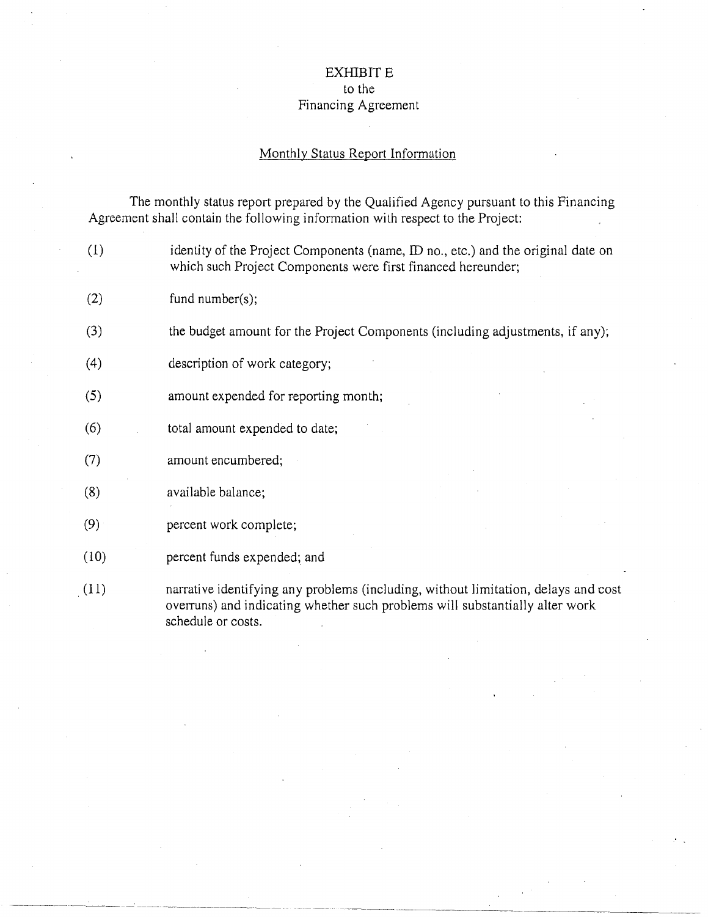# EXHIBIT E
## to the
## Financing Agreement

Monthly Status Report Information

The monthly status report prepared by the Qualified Agency pursuant to this Financing Agreement shall contain the following information with respect to the Project:

(1) identity of the Project Components (name, ID no., etc.) and the original date on which such Project Components were first financed hereunder;

(2) fund number(s);

(3) the budget amount for the Project Components (including adjustments, if any);

(4) description of work category;

(5) amount expended for reporting month;

(6) total amount expended to date;

(7) amount encumbered;

(8) available balance;

(9) percent work complete;

(10) percent funds expended; and

(11) narrative identifying any problems (including, without limitation, delays and cost overruns) and indicating whether such problems will substantially alter work schedule or costs.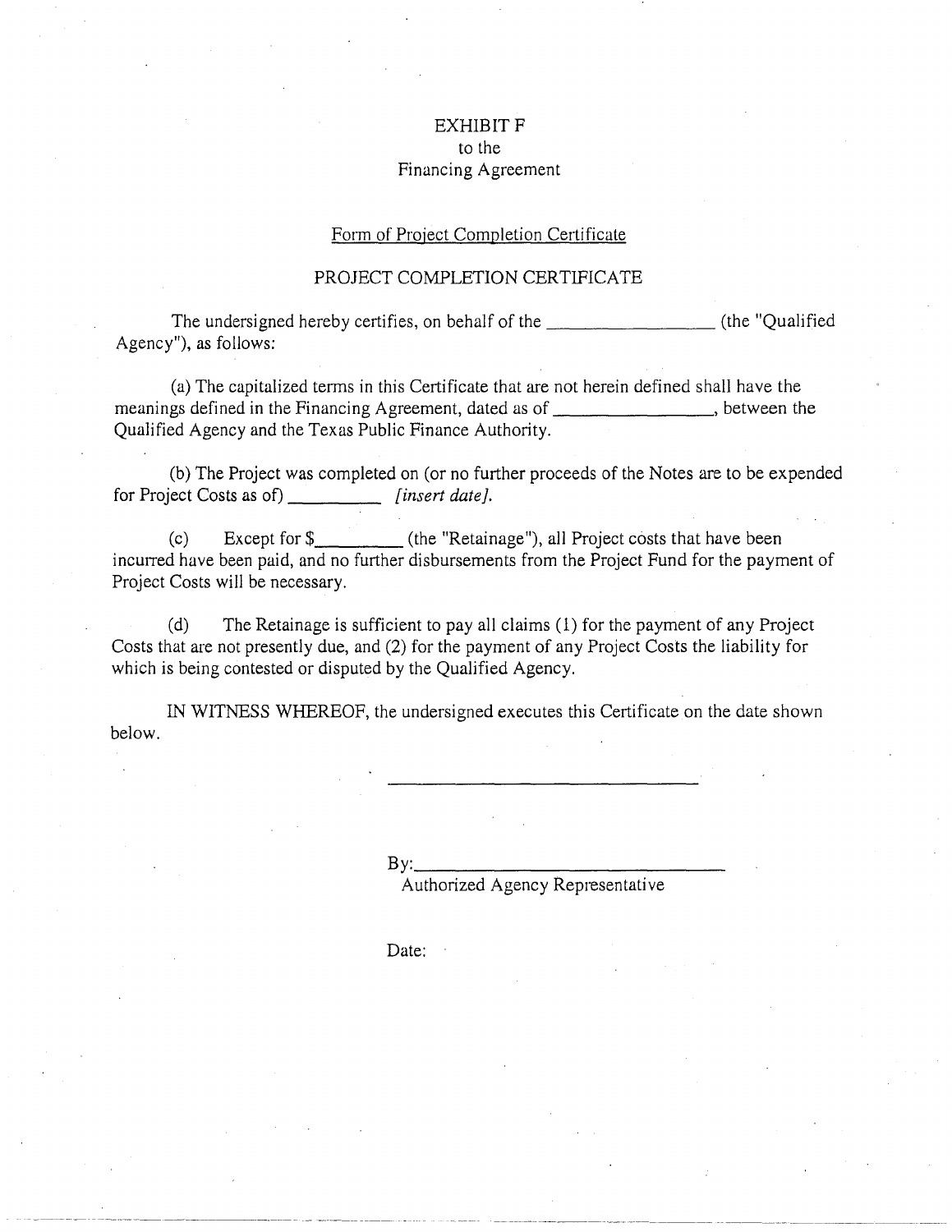EXHIBIT F
to the
Financing Agreement

Form of Project Completion Certificate

PROJECT COMPLETION CERTIFICATE

The undersigned hereby certifies, on behalf of the ________________ (the "Qualified Agency"), as follows:

(a) The capitalized terms in this Certificate that are not herein defined shall have the meanings defined in the Financing Agreement, dated as of ________________, between the Qualified Agency and the Texas Public Finance Authority.

(b) The Project was completed on (or no further proceeds of the Notes are to be expended for Project Costs as of) _________ *[insert date].*

(c) Except for $_________ (the "Retainage"), all Project costs that have been incurred have been paid, and no further disbursements from the Project Fund for the payment of Project Costs will be necessary.

(d) The Retainage is sufficient to pay all claims (1) for the payment of any Project Costs that are not presently due, and (2) for the payment of any Project Costs the liability for which is being contested or disputed by the Qualified Agency.

IN WITNESS WHEREOF, the undersigned executes this Certificate on the date shown below.

________________________________

By:________________________________
Authorized Agency Representative

Date: